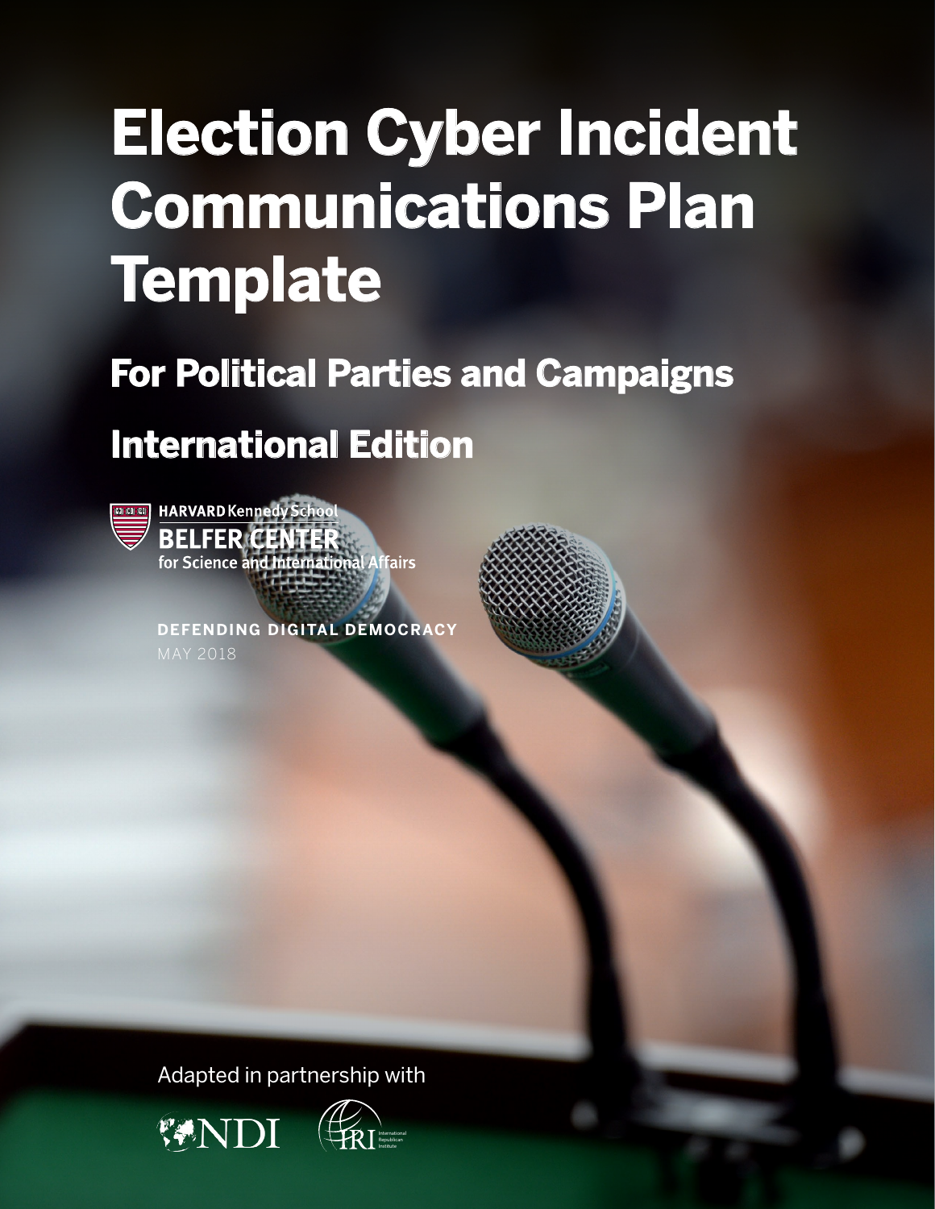# Election Cyber Incident Communications Plan Template

## For Political Parties and Campaigns

## International Edition

HARVARD Kennedy School
BELFER CENTER
for Science and International Affairs

**DEFENDING DIGITAL DEMOCRACY**

MAY 2018

Adapted in partnership with

NDI

IRI International Republican Institute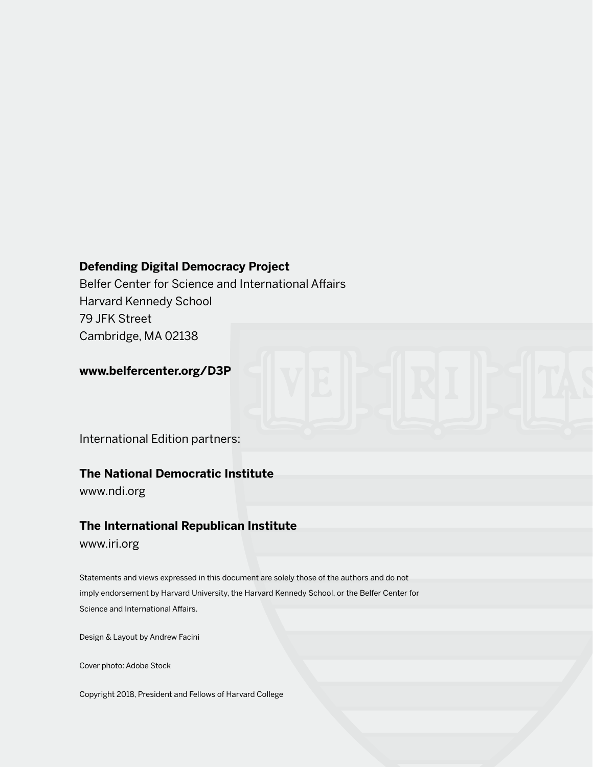**Defending Digital Democracy Project**
Belfer Center for Science and International Affairs
Harvard Kennedy School
79 JFK Street
Cambridge, MA 02138

**www.belfercenter.org/D3P**

International Edition partners:

**The National Democratic Institute**
www.ndi.org

**The International Republican Institute**
www.iri.org

Statements and views expressed in this document are solely those of the authors and do not imply endorsement by Harvard University, the Harvard Kennedy School, or the Belfer Center for Science and International Affairs.

Design & Layout by Andrew Facini

Cover photo: Adobe Stock

Copyright 2018, President and Fellows of Harvard College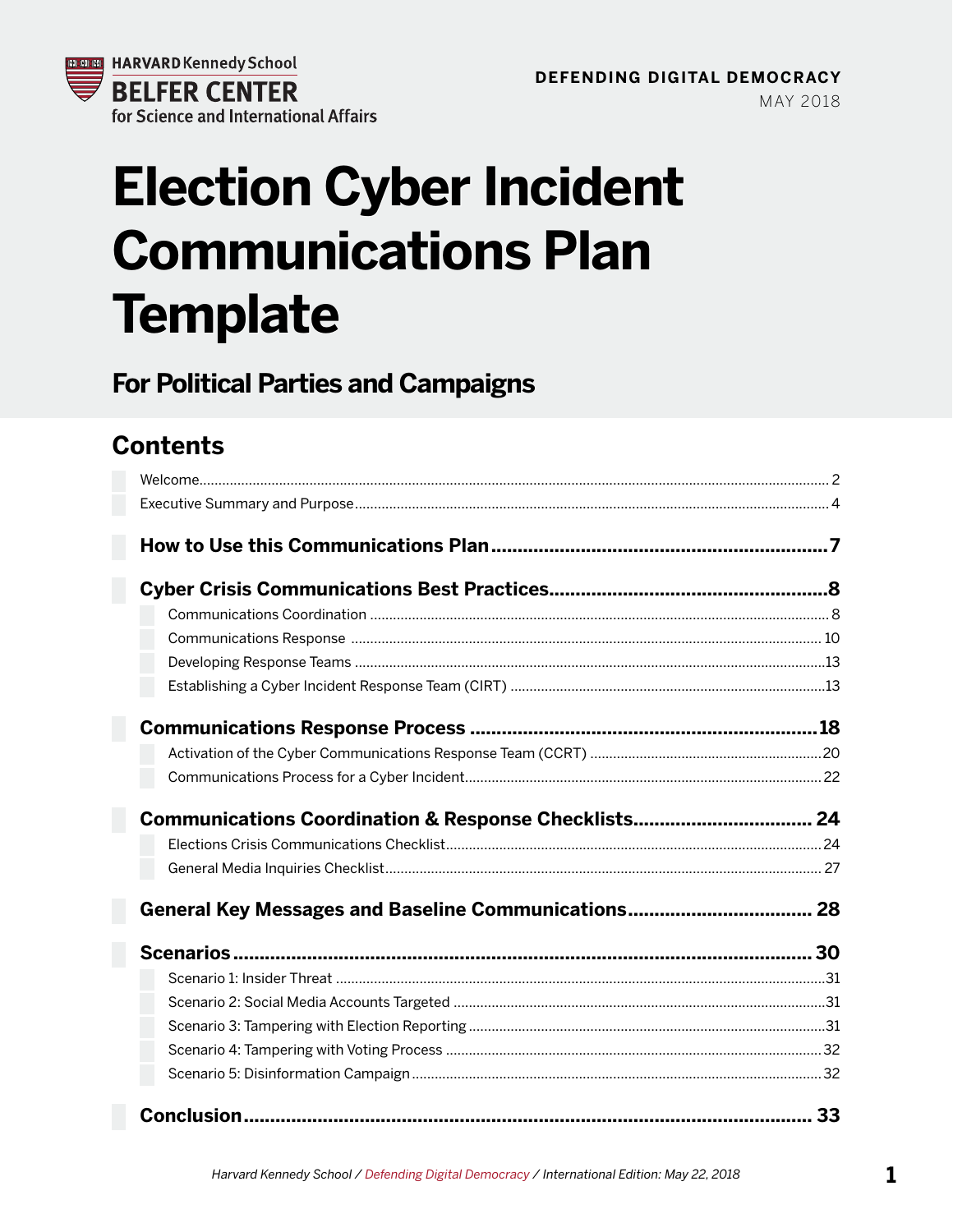HARVARD Kennedy School
BELFER CENTER
for Science and International Affairs

DEFENDING DIGITAL DEMOCRACY
MAY 2018

# Election Cyber Incident Communications Plan Template

## For Political Parties and Campaigns

## Contents

- Welcome ........ 2
- Executive Summary and Purpose ........ 4

**How to Use this Communications Plan ........ 7**

**Cyber Crisis Communications Best Practices ........ 8**

- Communications Coordination ........ 8
- Communications Response ........ 10
- Developing Response Teams ........ 13
- Establishing a Cyber Incident Response Team (CIRT) ........ 13

**Communications Response Process ........ 18**

- Activation of the Cyber Communications Response Team (CCRT) ........ 20
- Communications Process for a Cyber Incident ........ 22

**Communications Coordination & Response Checklists ........ 24**

- Elections Crisis Communications Checklist ........ 24
- General Media Inquiries Checklist ........ 27

**General Key Messages and Baseline Communications ........ 28**

**Scenarios ........ 30**

- Scenario 1: Insider Threat ........ 31
- Scenario 2: Social Media Accounts Targeted ........ 31
- Scenario 3: Tampering with Election Reporting ........ 31
- Scenario 4: Tampering with Voting Process ........ 32
- Scenario 5: Disinformation Campaign ........ 32

**Conclusion ........ 33**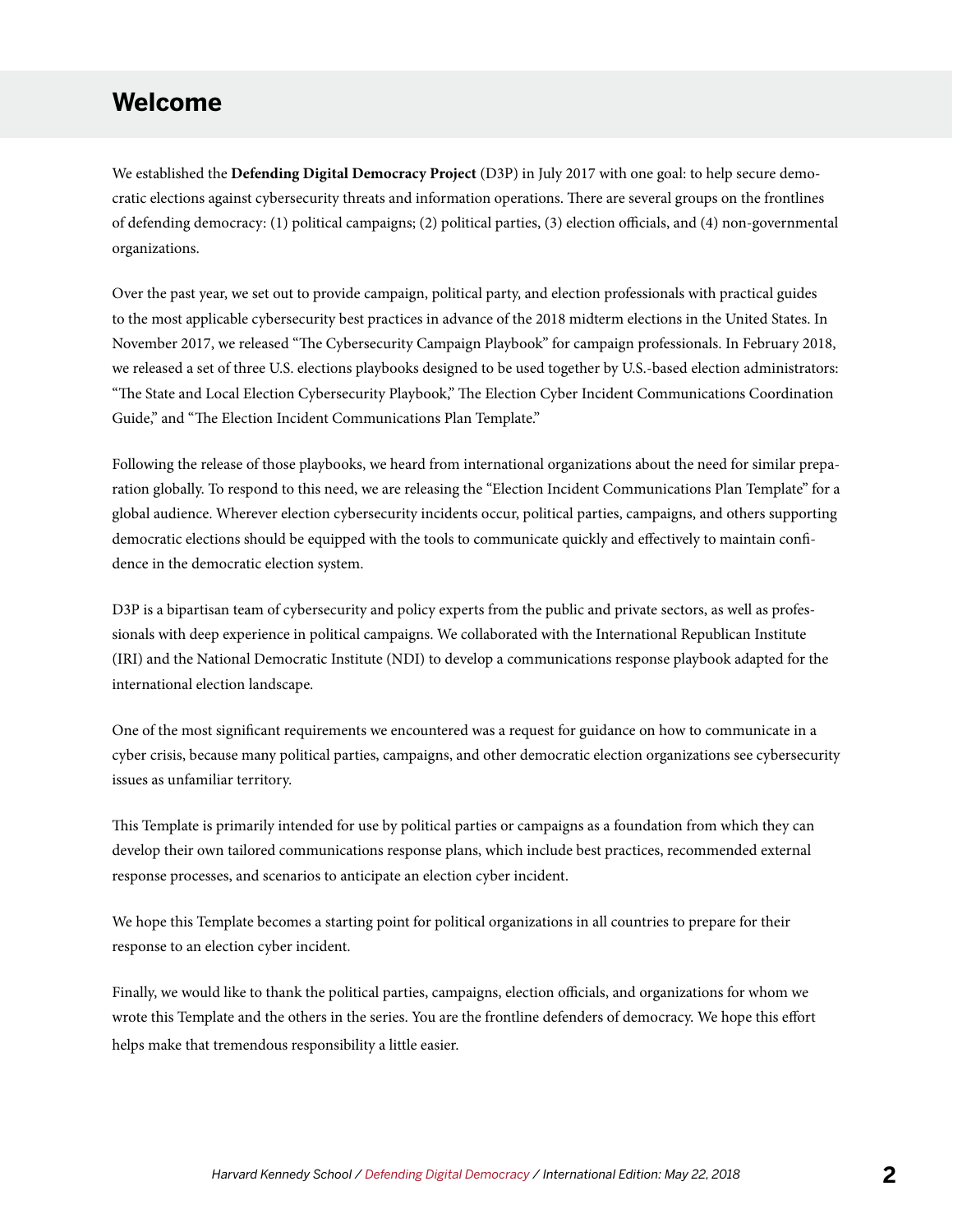## Welcome

We established the **Defending Digital Democracy Project** (D3P) in July 2017 with one goal: to help secure democratic elections against cybersecurity threats and information operations. There are several groups on the frontlines of defending democracy: (1) political campaigns; (2) political parties, (3) election officials, and (4) non-governmental organizations.

Over the past year, we set out to provide campaign, political party, and election professionals with practical guides to the most applicable cybersecurity best practices in advance of the 2018 midterm elections in the United States. In November 2017, we released "The Cybersecurity Campaign Playbook" for campaign professionals. In February 2018, we released a set of three U.S. elections playbooks designed to be used together by U.S.-based election administrators: "The State and Local Election Cybersecurity Playbook," The Election Cyber Incident Communications Coordination Guide," and "The Election Incident Communications Plan Template."

Following the release of those playbooks, we heard from international organizations about the need for similar preparation globally. To respond to this need, we are releasing the "Election Incident Communications Plan Template" for a global audience. Wherever election cybersecurity incidents occur, political parties, campaigns, and others supporting democratic elections should be equipped with the tools to communicate quickly and effectively to maintain confidence in the democratic election system.

D3P is a bipartisan team of cybersecurity and policy experts from the public and private sectors, as well as professionals with deep experience in political campaigns. We collaborated with the International Republican Institute (IRI) and the National Democratic Institute (NDI) to develop a communications response playbook adapted for the international election landscape.

One of the most significant requirements we encountered was a request for guidance on how to communicate in a cyber crisis, because many political parties, campaigns, and other democratic election organizations see cybersecurity issues as unfamiliar territory.

This Template is primarily intended for use by political parties or campaigns as a foundation from which they can develop their own tailored communications response plans, which include best practices, recommended external response processes, and scenarios to anticipate an election cyber incident.

We hope this Template becomes a starting point for political organizations in all countries to prepare for their response to an election cyber incident.

Finally, we would like to thank the political parties, campaigns, election officials, and organizations for whom we wrote this Template and the others in the series. You are the frontline defenders of democracy. We hope this effort helps make that tremendous responsibility a little easier.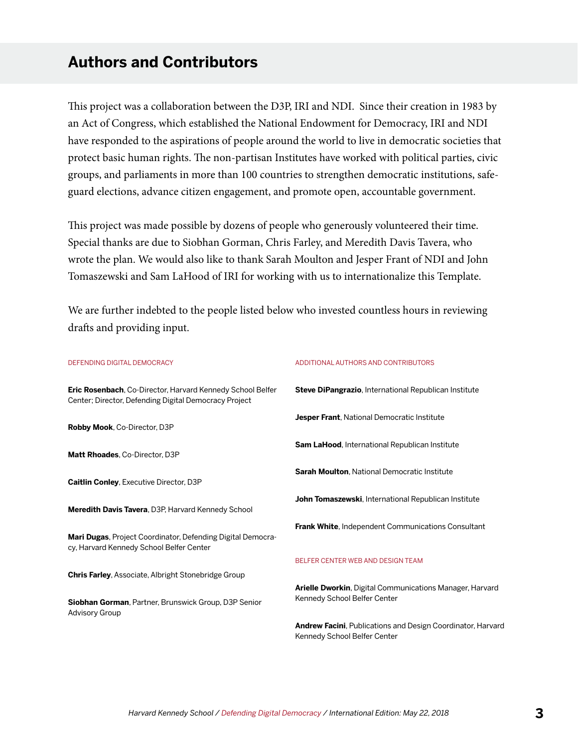## Authors and Contributors

This project was a collaboration between the D3P, IRI and NDI. Since their creation in 1983 by an Act of Congress, which established the National Endowment for Democracy, IRI and NDI have responded to the aspirations of people around the world to live in democratic societies that protect basic human rights. The non-partisan Institutes have worked with political parties, civic groups, and parliaments in more than 100 countries to strengthen democratic institutions, safeguard elections, advance citizen engagement, and promote open, accountable government.

This project was made possible by dozens of people who generously volunteered their time. Special thanks are due to Siobhan Gorman, Chris Farley, and Meredith Davis Tavera, who wrote the plan. We would also like to thank Sarah Moulton and Jesper Frant of NDI and John Tomaszewski and Sam LaHood of IRI for working with us to internationalize this Template.

We are further indebted to the people listed below who invested countless hours in reviewing drafts and providing input.

### DEFENDING DIGITAL DEMOCRACY

**Eric Rosenbach**, Co-Director, Harvard Kennedy School Belfer Center; Director, Defending Digital Democracy Project

**Robby Mook**, Co-Director, D3P

**Matt Rhoades**, Co-Director, D3P

**Caitlin Conley**, Executive Director, D3P

**Meredith Davis Tavera**, D3P, Harvard Kennedy School

**Mari Dugas**, Project Coordinator, Defending Digital Democracy, Harvard Kennedy School Belfer Center

**Chris Farley**, Associate, Albright Stonebridge Group

**Siobhan Gorman**, Partner, Brunswick Group, D3P Senior Advisory Group

### ADDITIONAL AUTHORS AND CONTRIBUTORS

**Steve DiPangrazio**, International Republican Institute

**Jesper Frant**, National Democratic Institute

**Sam LaHood**, International Republican Institute

**Sarah Moulton**, National Democratic Institute

**John Tomaszewski**, International Republican Institute

**Frank White**, Independent Communications Consultant

### BELFER CENTER WEB AND DESIGN TEAM

**Arielle Dworkin**, Digital Communications Manager, Harvard Kennedy School Belfer Center

**Andrew Facini**, Publications and Design Coordinator, Harvard Kennedy School Belfer Center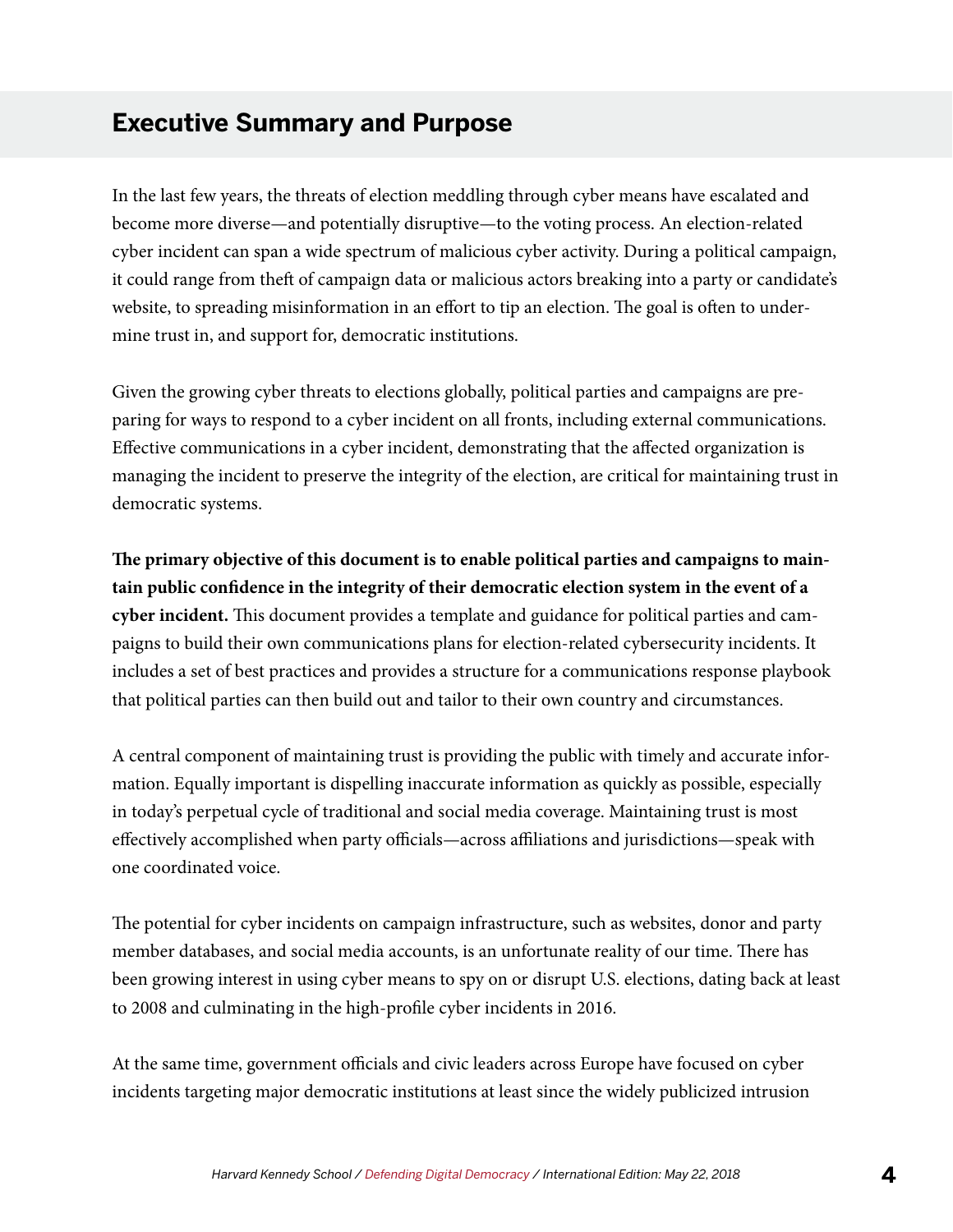## Executive Summary and Purpose

In the last few years, the threats of election meddling through cyber means have escalated and become more diverse—and potentially disruptive—to the voting process. An election-related cyber incident can span a wide spectrum of malicious cyber activity. During a political campaign, it could range from theft of campaign data or malicious actors breaking into a party or candidate's website, to spreading misinformation in an effort to tip an election. The goal is often to undermine trust in, and support for, democratic institutions.

Given the growing cyber threats to elections globally, political parties and campaigns are preparing for ways to respond to a cyber incident on all fronts, including external communications. Effective communications in a cyber incident, demonstrating that the affected organization is managing the incident to preserve the integrity of the election, are critical for maintaining trust in democratic systems.

**The primary objective of this document is to enable political parties and campaigns to maintain public confidence in the integrity of their democratic election system in the event of a cyber incident.** This document provides a template and guidance for political parties and campaigns to build their own communications plans for election-related cybersecurity incidents. It includes a set of best practices and provides a structure for a communications response playbook that political parties can then build out and tailor to their own country and circumstances.

A central component of maintaining trust is providing the public with timely and accurate information. Equally important is dispelling inaccurate information as quickly as possible, especially in today's perpetual cycle of traditional and social media coverage. Maintaining trust is most effectively accomplished when party officials—across affiliations and jurisdictions—speak with one coordinated voice.

The potential for cyber incidents on campaign infrastructure, such as websites, donor and party member databases, and social media accounts, is an unfortunate reality of our time. There has been growing interest in using cyber means to spy on or disrupt U.S. elections, dating back at least to 2008 and culminating in the high-profile cyber incidents in 2016.

At the same time, government officials and civic leaders across Europe have focused on cyber incidents targeting major democratic institutions at least since the widely publicized intrusion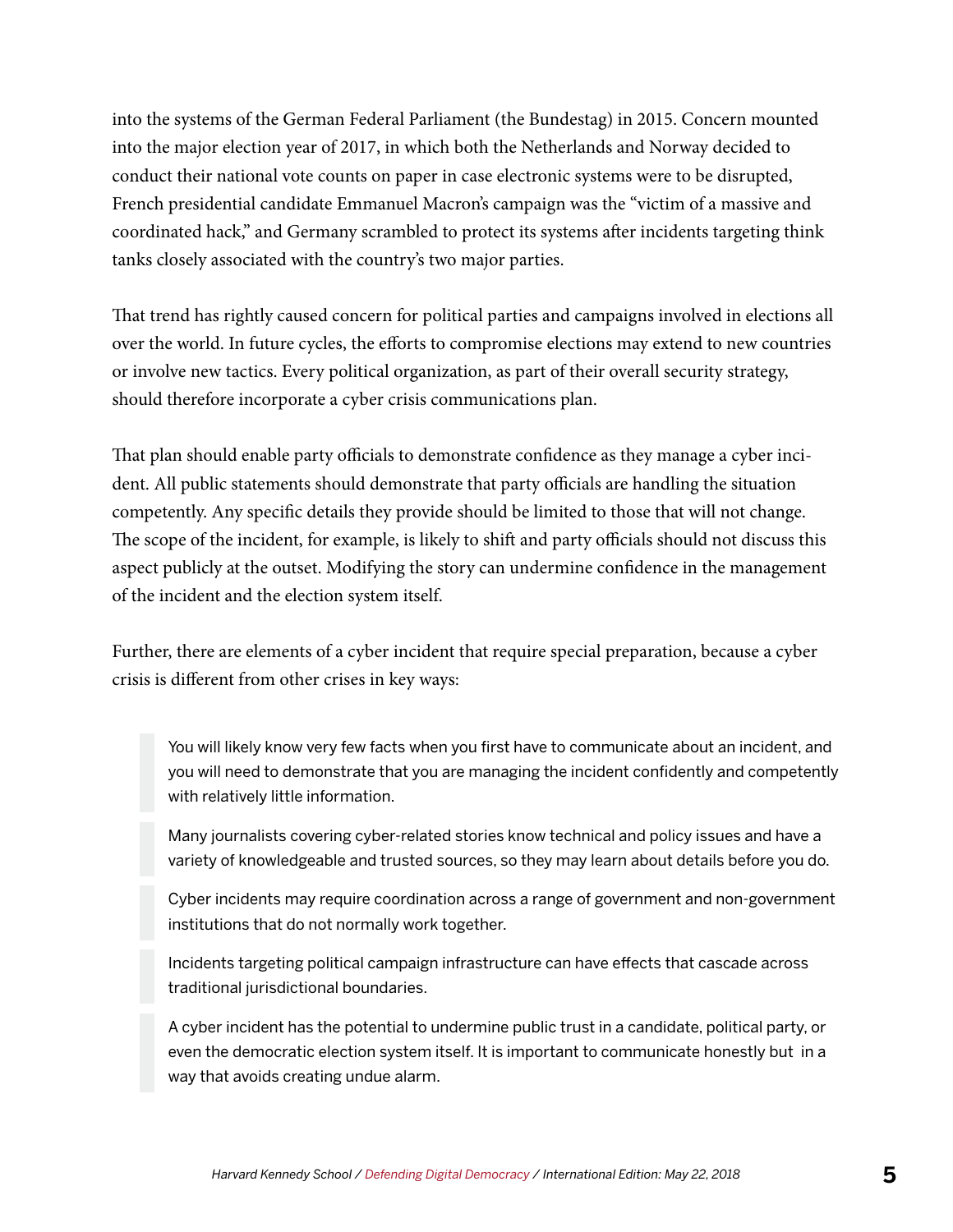into the systems of the German Federal Parliament (the Bundestag) in 2015. Concern mounted into the major election year of 2017, in which both the Netherlands and Norway decided to conduct their national vote counts on paper in case electronic systems were to be disrupted, French presidential candidate Emmanuel Macron's campaign was the "victim of a massive and coordinated hack," and Germany scrambled to protect its systems after incidents targeting think tanks closely associated with the country's two major parties.

That trend has rightly caused concern for political parties and campaigns involved in elections all over the world. In future cycles, the efforts to compromise elections may extend to new countries or involve new tactics. Every political organization, as part of their overall security strategy, should therefore incorporate a cyber crisis communications plan.

That plan should enable party officials to demonstrate confidence as they manage a cyber incident. All public statements should demonstrate that party officials are handling the situation competently. Any specific details they provide should be limited to those that will not change. The scope of the incident, for example, is likely to shift and party officials should not discuss this aspect publicly at the outset. Modifying the story can undermine confidence in the management of the incident and the election system itself.

Further, there are elements of a cyber incident that require special preparation, because a cyber crisis is different from other crises in key ways:

> You will likely know very few facts when you first have to communicate about an incident, and you will need to demonstrate that you are managing the incident confidently and competently with relatively little information.

> Many journalists covering cyber-related stories know technical and policy issues and have a variety of knowledgeable and trusted sources, so they may learn about details before you do.

> Cyber incidents may require coordination across a range of government and non-government institutions that do not normally work together.

> Incidents targeting political campaign infrastructure can have effects that cascade across traditional jurisdictional boundaries.

> A cyber incident has the potential to undermine public trust in a candidate, political party, or even the democratic election system itself. It is important to communicate honestly but in a way that avoids creating undue alarm.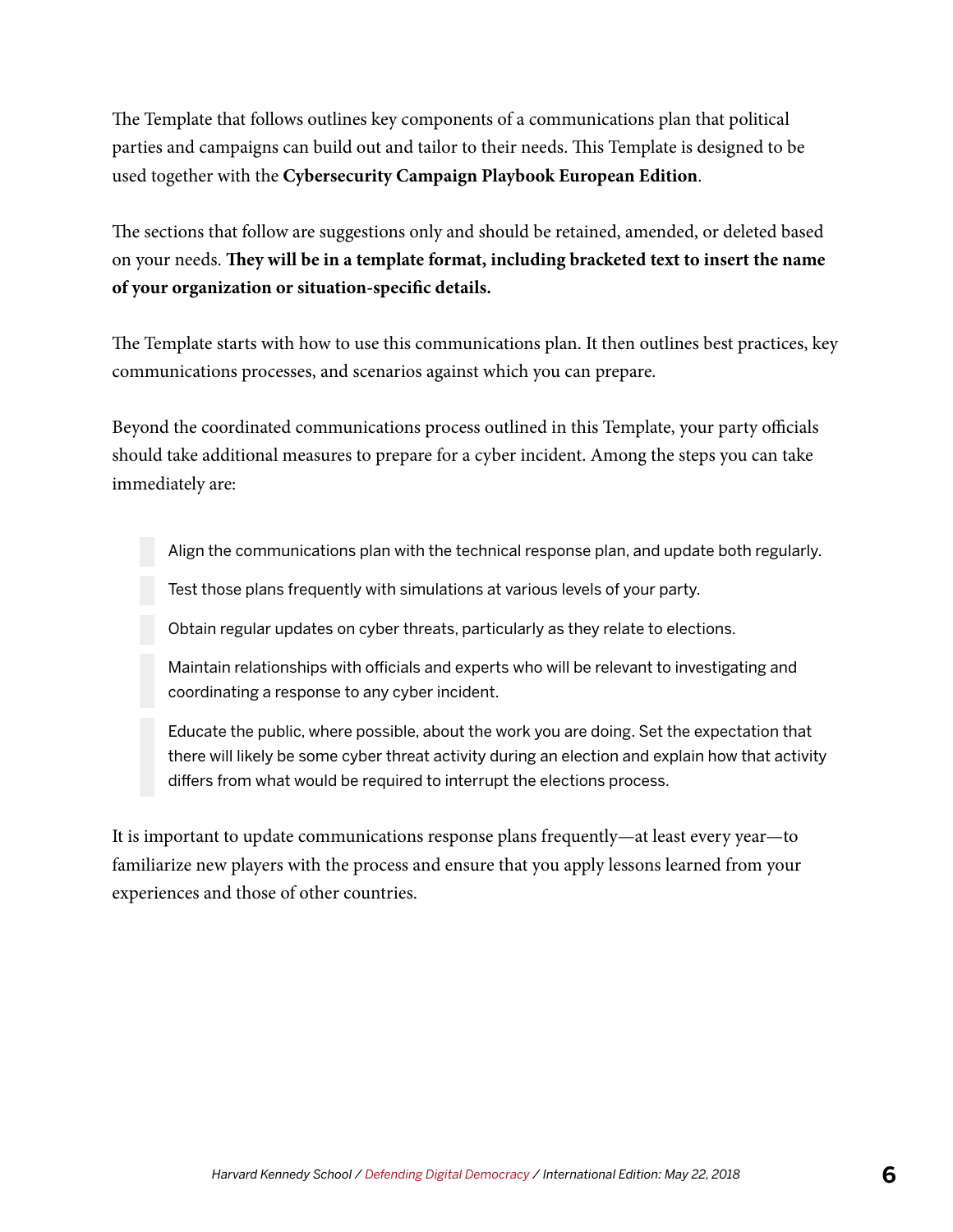The Template that follows outlines key components of a communications plan that political parties and campaigns can build out and tailor to their needs. This Template is designed to be used together with the **Cybersecurity Campaign Playbook European Edition**.

The sections that follow are suggestions only and should be retained, amended, or deleted based on your needs. **They will be in a template format, including bracketed text to insert the name of your organization or situation-specific details.**

The Template starts with how to use this communications plan. It then outlines best practices, key communications processes, and scenarios against which you can prepare.

Beyond the coordinated communications process outlined in this Template, your party officials should take additional measures to prepare for a cyber incident. Among the steps you can take immediately are:

- Align the communications plan with the technical response plan, and update both regularly.
- Test those plans frequently with simulations at various levels of your party.
- Obtain regular updates on cyber threats, particularly as they relate to elections.
- Maintain relationships with officials and experts who will be relevant to investigating and coordinating a response to any cyber incident.
- Educate the public, where possible, about the work you are doing. Set the expectation that there will likely be some cyber threat activity during an election and explain how that activity differs from what would be required to interrupt the elections process.

It is important to update communications response plans frequently—at least every year—to familiarize new players with the process and ensure that you apply lessons learned from your experiences and those of other countries.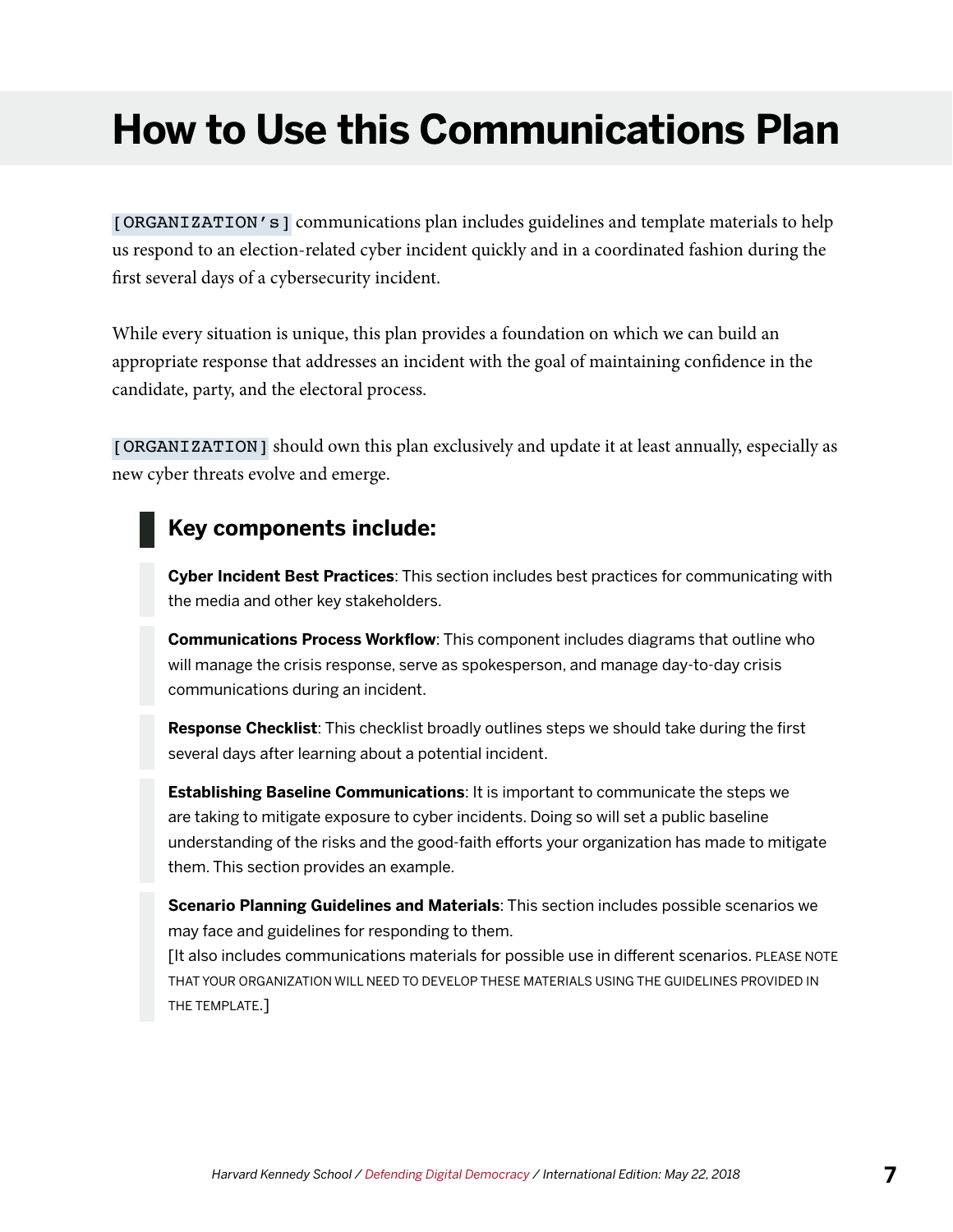# How to Use this Communications Plan

[ORGANIZATION's] communications plan includes guidelines and template materials to help us respond to an election-related cyber incident quickly and in a coordinated fashion during the first several days of a cybersecurity incident.

While every situation is unique, this plan provides a foundation on which we can build an appropriate response that addresses an incident with the goal of maintaining confidence in the candidate, party, and the electoral process.

[ORGANIZATION] should own this plan exclusively and update it at least annually, especially as new cyber threats evolve and emerge.

## Key components include:

**Cyber Incident Best Practices**: This section includes best practices for communicating with the media and other key stakeholders.

**Communications Process Workflow**: This component includes diagrams that outline who will manage the crisis response, serve as spokesperson, and manage day-to-day crisis communications during an incident.

**Response Checklist**: This checklist broadly outlines steps we should take during the first several days after learning about a potential incident.

**Establishing Baseline Communications**: It is important to communicate the steps we are taking to mitigate exposure to cyber incidents. Doing so will set a public baseline understanding of the risks and the good-faith efforts your organization has made to mitigate them. This section provides an example.

**Scenario Planning Guidelines and Materials**: This section includes possible scenarios we may face and guidelines for responding to them.
[It also includes communications materials for possible use in different scenarios. PLEASE NOTE THAT YOUR ORGANIZATION WILL NEED TO DEVELOP THESE MATERIALS USING THE GUIDELINES PROVIDED IN THE TEMPLATE.]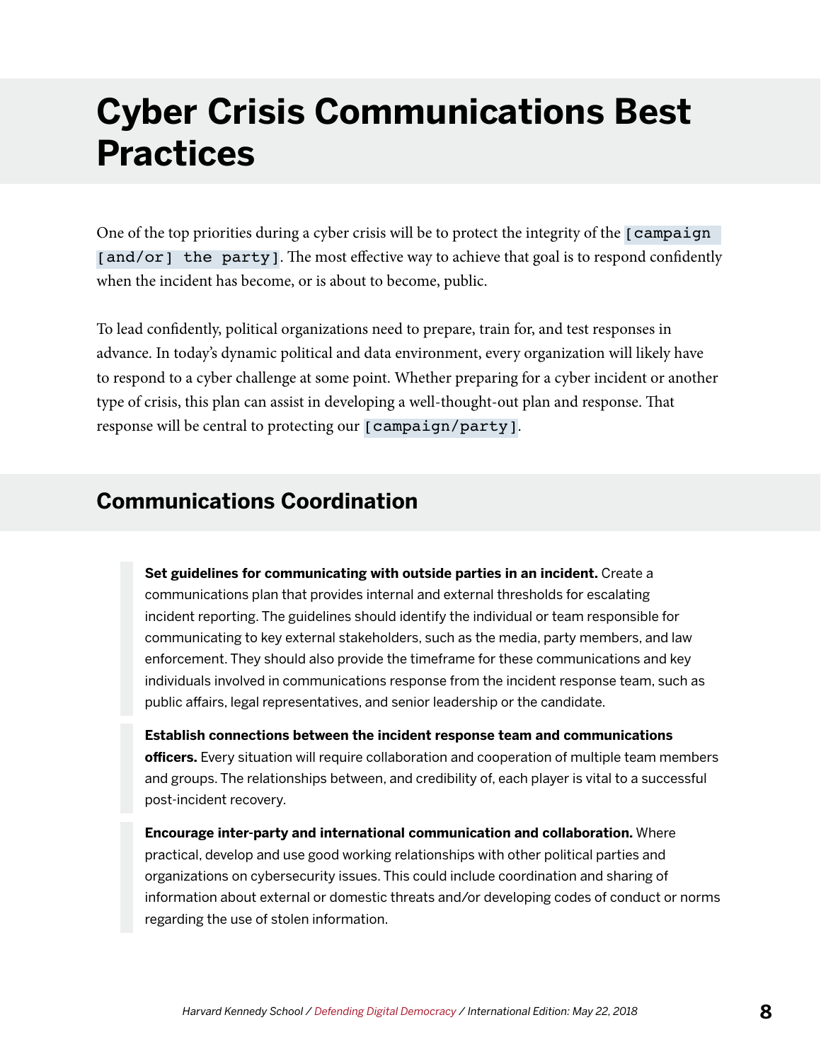# Cyber Crisis Communications Best Practices

One of the top priorities during a cyber crisis will be to protect the integrity of the `[campaign [and/or] the party]`. The most effective way to achieve that goal is to respond confidently when the incident has become, or is about to become, public.

To lead confidently, political organizations need to prepare, train for, and test responses in advance. In today's dynamic political and data environment, every organization will likely have to respond to a cyber challenge at some point. Whether preparing for a cyber incident or another type of crisis, this plan can assist in developing a well-thought-out plan and response. That response will be central to protecting our `[campaign/party]`.

## Communications Coordination

> **Set guidelines for communicating with outside parties in an incident.** Create a communications plan that provides internal and external thresholds for escalating incident reporting. The guidelines should identify the individual or team responsible for communicating to key external stakeholders, such as the media, party members, and law enforcement. They should also provide the timeframe for these communications and key individuals involved in communications response from the incident response team, such as public affairs, legal representatives, and senior leadership or the candidate.

> **Establish connections between the incident response team and communications officers.** Every situation will require collaboration and cooperation of multiple team members and groups. The relationships between, and credibility of, each player is vital to a successful post-incident recovery.

> **Encourage inter-party and international communication and collaboration.** Where practical, develop and use good working relationships with other political parties and organizations on cybersecurity issues. This could include coordination and sharing of information about external or domestic threats and/or developing codes of conduct or norms regarding the use of stolen information.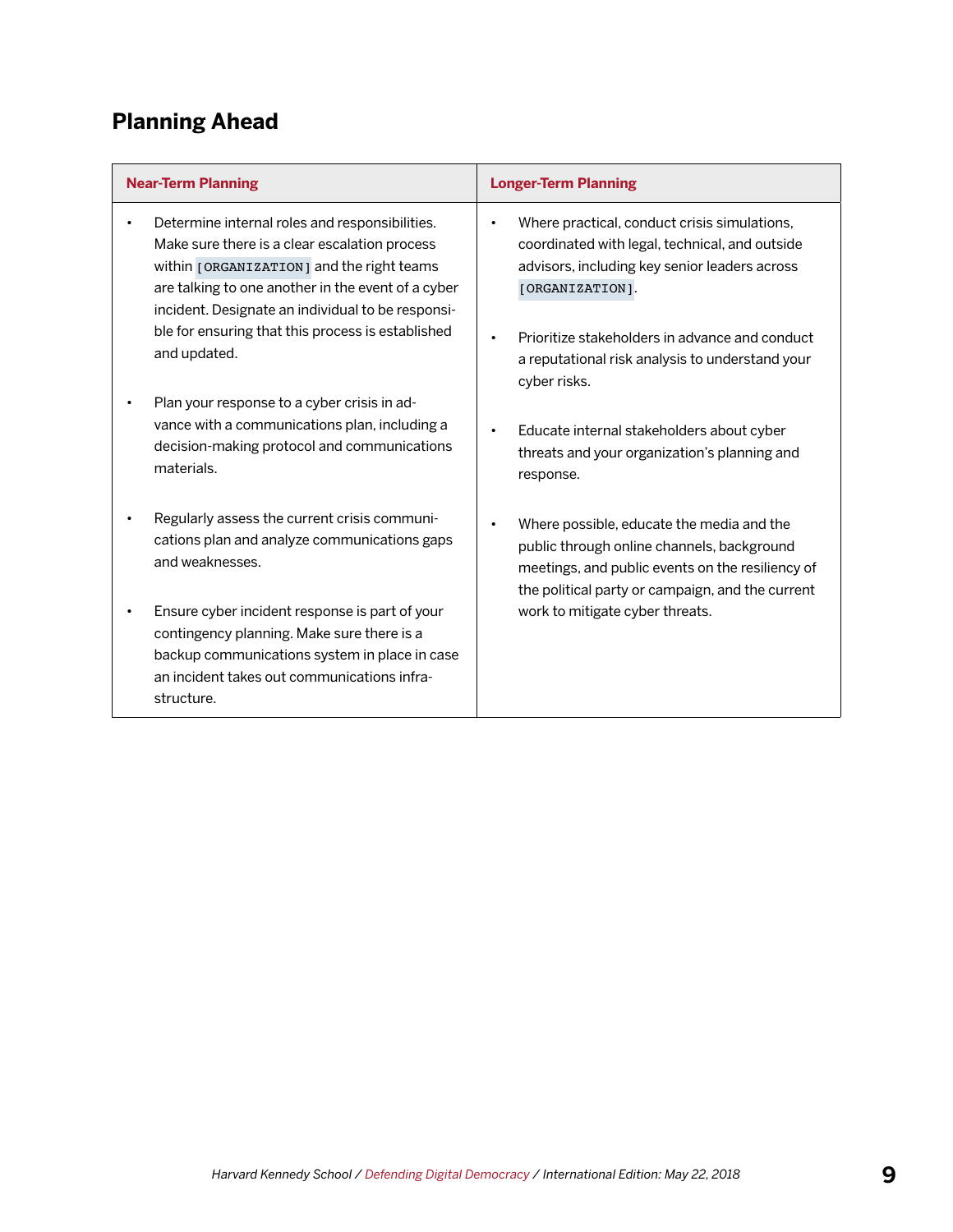## Planning Ahead

| Near-Term Planning | Longer-Term Planning |
|---|---|
| • Determine internal roles and responsibilities. Make sure there is a clear escalation process within `[ORGANIZATION]` and the right teams are talking to one another in the event of a cyber incident. Designate an individual to be responsible for ensuring that this process is established and updated.<br><br>• Plan your response to a cyber crisis in advance with a communications plan, including a decision-making protocol and communications materials.<br><br>• Regularly assess the current crisis communications plan and analyze communications gaps and weaknesses.<br><br>• Ensure cyber incident response is part of your contingency planning. Make sure there is a backup communications system in place in case an incident takes out communications infrastructure. | • Where practical, conduct crisis simulations, coordinated with legal, technical, and outside advisors, including key senior leaders across `[ORGANIZATION]`.<br><br>• Prioritize stakeholders in advance and conduct a reputational risk analysis to understand your cyber risks.<br><br>• Educate internal stakeholders about cyber threats and your organization's planning and response.<br><br>• Where possible, educate the media and the public through online channels, background meetings, and public events on the resiliency of the political party or campaign, and the current work to mitigate cyber threats. |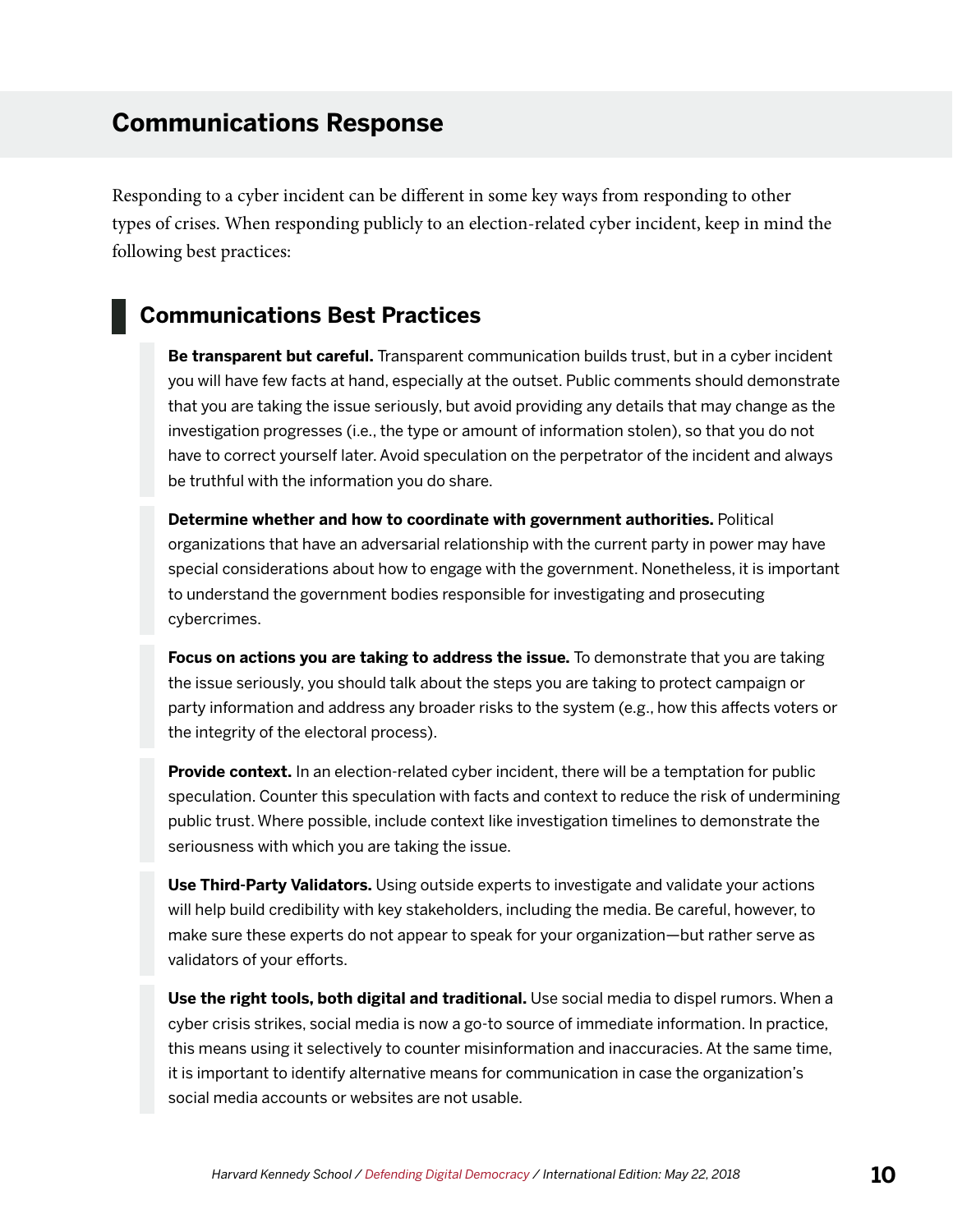## Communications Response

Responding to a cyber incident can be different in some key ways from responding to other types of crises. When responding publicly to an election-related cyber incident, keep in mind the following best practices:

### Communications Best Practices

**Be transparent but careful.** Transparent communication builds trust, but in a cyber incident you will have few facts at hand, especially at the outset. Public comments should demonstrate that you are taking the issue seriously, but avoid providing any details that may change as the investigation progresses (i.e., the type or amount of information stolen), so that you do not have to correct yourself later. Avoid speculation on the perpetrator of the incident and always be truthful with the information you do share.

**Determine whether and how to coordinate with government authorities.** Political organizations that have an adversarial relationship with the current party in power may have special considerations about how to engage with the government. Nonetheless, it is important to understand the government bodies responsible for investigating and prosecuting cybercrimes.

**Focus on actions you are taking to address the issue.** To demonstrate that you are taking the issue seriously, you should talk about the steps you are taking to protect campaign or party information and address any broader risks to the system (e.g., how this affects voters or the integrity of the electoral process).

**Provide context.** In an election-related cyber incident, there will be a temptation for public speculation. Counter this speculation with facts and context to reduce the risk of undermining public trust. Where possible, include context like investigation timelines to demonstrate the seriousness with which you are taking the issue.

**Use Third-Party Validators.** Using outside experts to investigate and validate your actions will help build credibility with key stakeholders, including the media. Be careful, however, to make sure these experts do not appear to speak for your organization—but rather serve as validators of your efforts.

**Use the right tools, both digital and traditional.** Use social media to dispel rumors. When a cyber crisis strikes, social media is now a go-to source of immediate information. In practice, this means using it selectively to counter misinformation and inaccuracies. At the same time, it is important to identify alternative means for communication in case the organization's social media accounts or websites are not usable.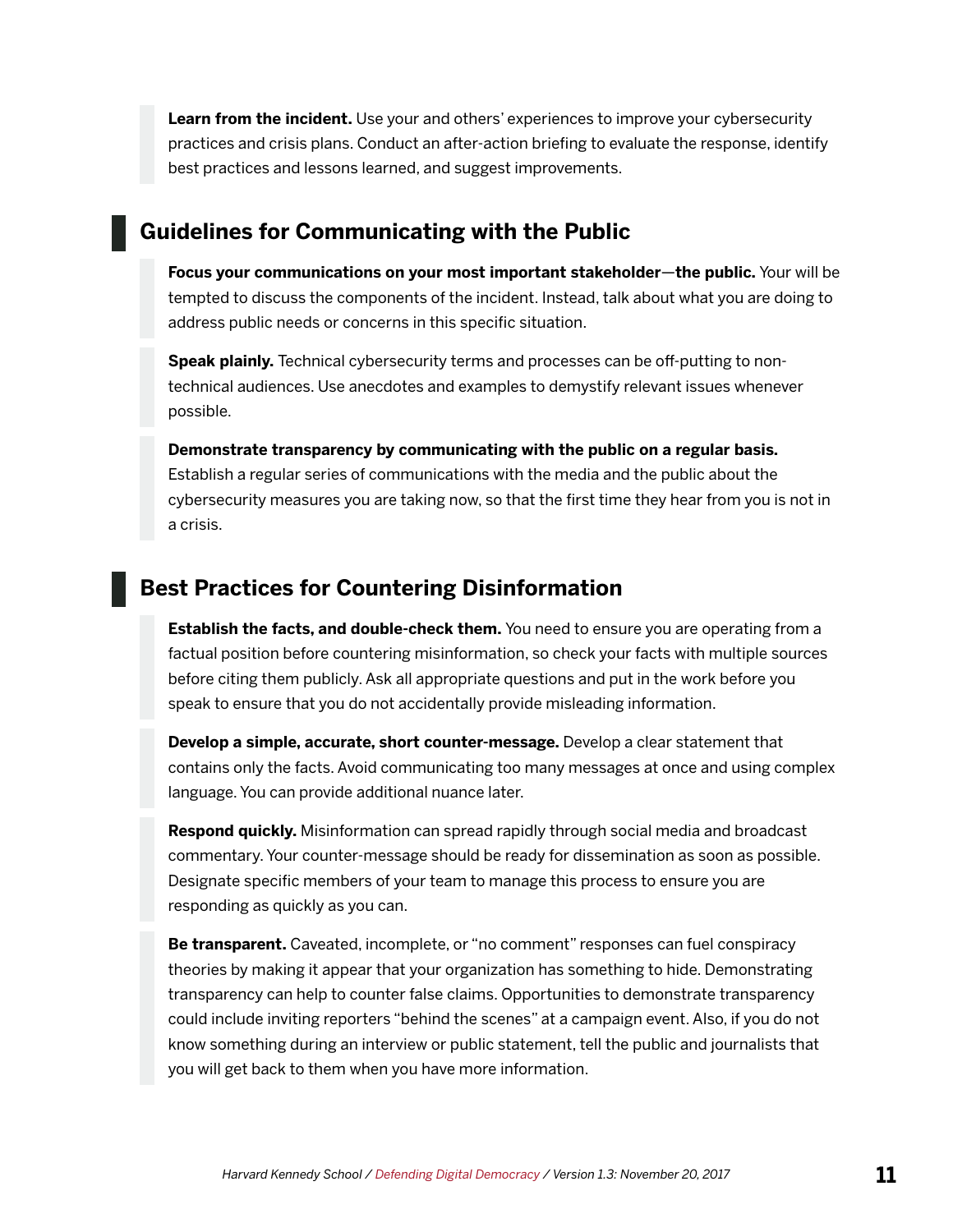**Learn from the incident.** Use your and others' experiences to improve your cybersecurity practices and crisis plans. Conduct an after-action briefing to evaluate the response, identify best practices and lessons learned, and suggest improvements.

## Guidelines for Communicating with the Public

**Focus your communications on your most important stakeholder—the public.** Your will be tempted to discuss the components of the incident. Instead, talk about what you are doing to address public needs or concerns in this specific situation.

**Speak plainly.** Technical cybersecurity terms and processes can be off-putting to non-technical audiences. Use anecdotes and examples to demystify relevant issues whenever possible.

**Demonstrate transparency by communicating with the public on a regular basis.** Establish a regular series of communications with the media and the public about the cybersecurity measures you are taking now, so that the first time they hear from you is not in a crisis.

## Best Practices for Countering Disinformation

**Establish the facts, and double-check them.** You need to ensure you are operating from a factual position before countering misinformation, so check your facts with multiple sources before citing them publicly. Ask all appropriate questions and put in the work before you speak to ensure that you do not accidentally provide misleading information.

**Develop a simple, accurate, short counter-message.** Develop a clear statement that contains only the facts. Avoid communicating too many messages at once and using complex language. You can provide additional nuance later.

**Respond quickly.** Misinformation can spread rapidly through social media and broadcast commentary. Your counter-message should be ready for dissemination as soon as possible. Designate specific members of your team to manage this process to ensure you are responding as quickly as you can.

**Be transparent.** Caveated, incomplete, or "no comment" responses can fuel conspiracy theories by making it appear that your organization has something to hide. Demonstrating transparency can help to counter false claims. Opportunities to demonstrate transparency could include inviting reporters "behind the scenes" at a campaign event. Also, if you do not know something during an interview or public statement, tell the public and journalists that you will get back to them when you have more information.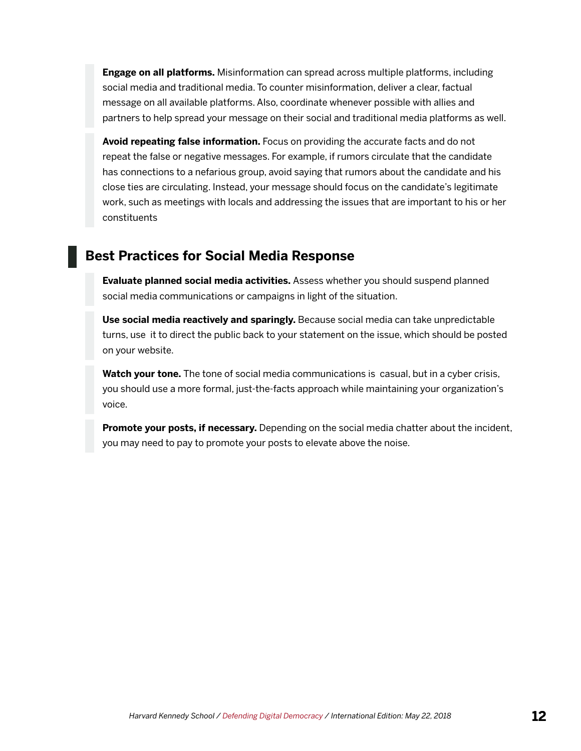**Engage on all platforms.** Misinformation can spread across multiple platforms, including social media and traditional media. To counter misinformation, deliver a clear, factual message on all available platforms. Also, coordinate whenever possible with allies and partners to help spread your message on their social and traditional media platforms as well.

**Avoid repeating false information.** Focus on providing the accurate facts and do not repeat the false or negative messages. For example, if rumors circulate that the candidate has connections to a nefarious group, avoid saying that rumors about the candidate and his close ties are circulating. Instead, your message should focus on the candidate's legitimate work, such as meetings with locals and addressing the issues that are important to his or her constituents

## Best Practices for Social Media Response

**Evaluate planned social media activities.** Assess whether you should suspend planned social media communications or campaigns in light of the situation.

**Use social media reactively and sparingly.** Because social media can take unpredictable turns, use it to direct the public back to your statement on the issue, which should be posted on your website.

**Watch your tone.** The tone of social media communications is casual, but in a cyber crisis, you should use a more formal, just-the-facts approach while maintaining your organization's voice.

**Promote your posts, if necessary.** Depending on the social media chatter about the incident, you may need to pay to promote your posts to elevate above the noise.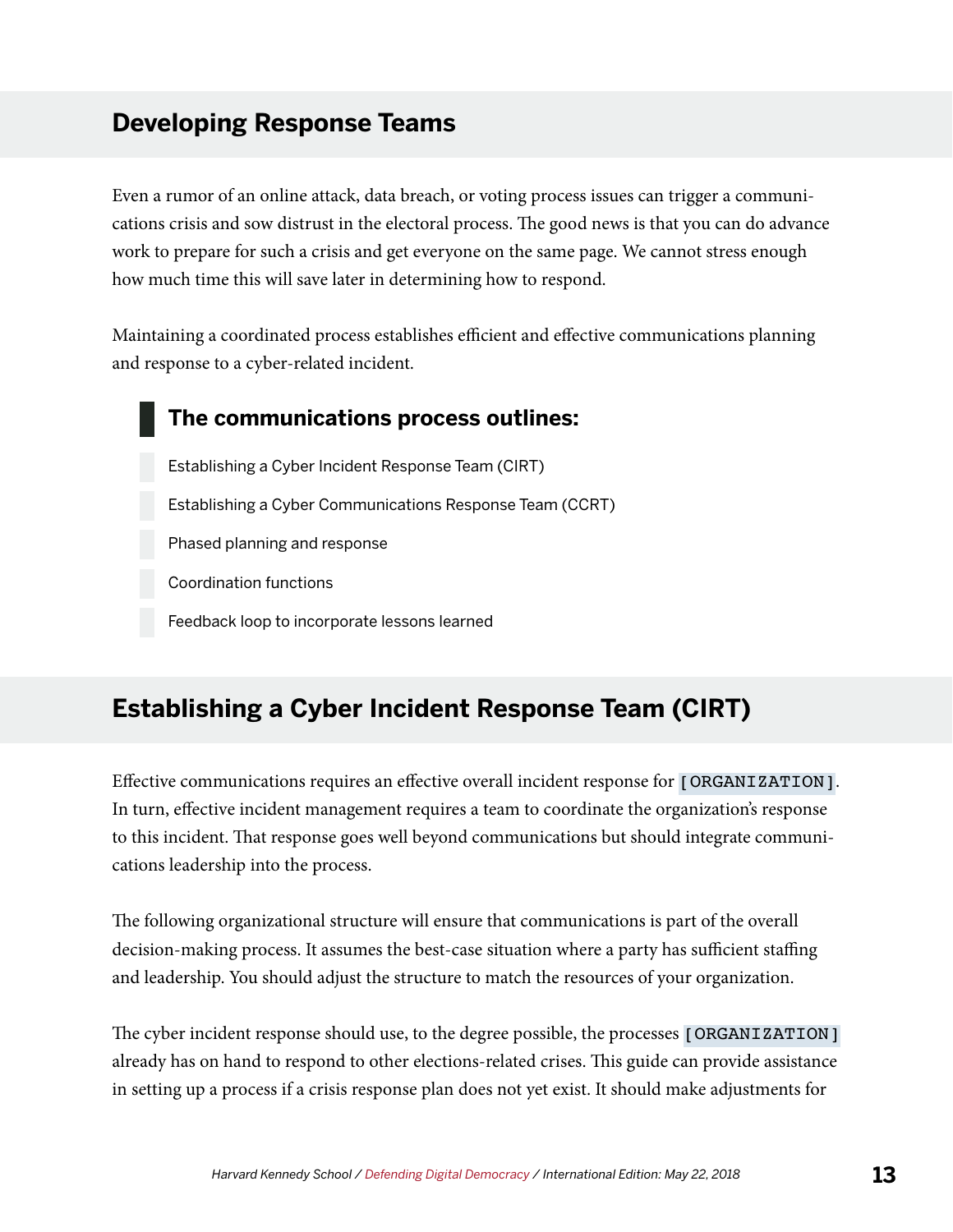## Developing Response Teams

Even a rumor of an online attack, data breach, or voting process issues can trigger a communications crisis and sow distrust in the electoral process. The good news is that you can do advance work to prepare for such a crisis and get everyone on the same page. We cannot stress enough how much time this will save later in determining how to respond.

Maintaining a coordinated process establishes efficient and effective communications planning and response to a cyber-related incident.

### The communications process outlines:

- Establishing a Cyber Incident Response Team (CIRT)
- Establishing a Cyber Communications Response Team (CCRT)
- Phased planning and response
- Coordination functions
- Feedback loop to incorporate lessons learned

## Establishing a Cyber Incident Response Team (CIRT)

Effective communications requires an effective overall incident response for [ORGANIZATION]. In turn, effective incident management requires a team to coordinate the organization's response to this incident. That response goes well beyond communications but should integrate communications leadership into the process.

The following organizational structure will ensure that communications is part of the overall decision-making process. It assumes the best-case situation where a party has sufficient staffing and leadership. You should adjust the structure to match the resources of your organization.

The cyber incident response should use, to the degree possible, the processes [ORGANIZATION] already has on hand to respond to other elections-related crises. This guide can provide assistance in setting up a process if a crisis response plan does not yet exist. It should make adjustments for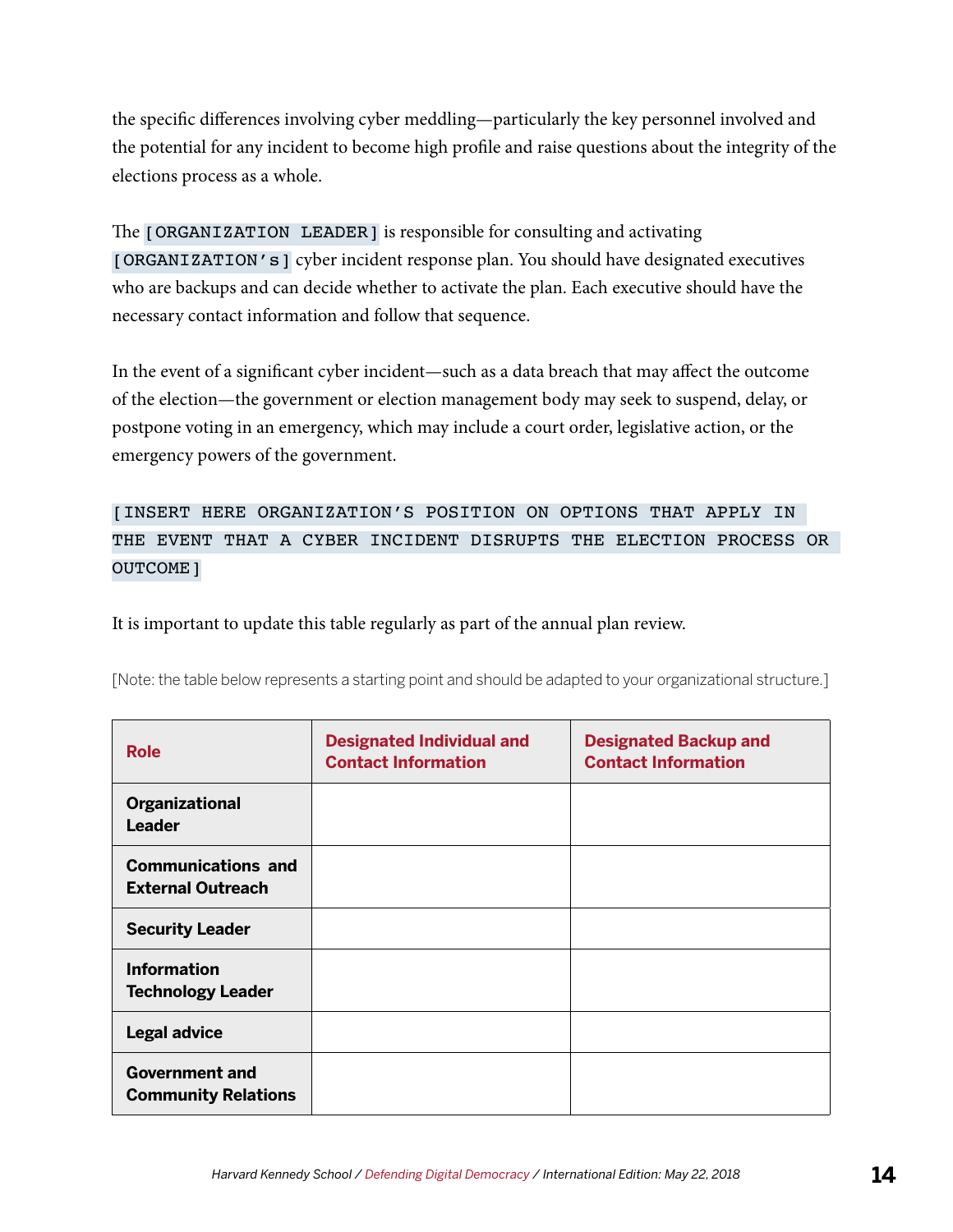the specific differences involving cyber meddling—particularly the key personnel involved and the potential for any incident to become high profile and raise questions about the integrity of the elections process as a whole.

The [ORGANIZATION LEADER] is responsible for consulting and activating [ORGANIZATION's] cyber incident response plan. You should have designated executives who are backups and can decide whether to activate the plan. Each executive should have the necessary contact information and follow that sequence.

In the event of a significant cyber incident—such as a data breach that may affect the outcome of the election—the government or election management body may seek to suspend, delay, or postpone voting in an emergency, which may include a court order, legislative action, or the emergency powers of the government.

[INSERT HERE ORGANIZATION'S POSITION ON OPTIONS THAT APPLY IN THE EVENT THAT A CYBER INCIDENT DISRUPTS THE ELECTION PROCESS OR OUTCOME]

It is important to update this table regularly as part of the annual plan review.

[Note: the table below represents a starting point and should be adapted to your organizational structure.]

| Role | Designated Individual and Contact Information | Designated Backup and Contact Information |
|---|---|---|
| **Organizational Leader** | | |
| **Communications and External Outreach** | | |
| **Security Leader** | | |
| **Information Technology Leader** | | |
| **Legal advice** | | |
| **Government and Community Relations** | | |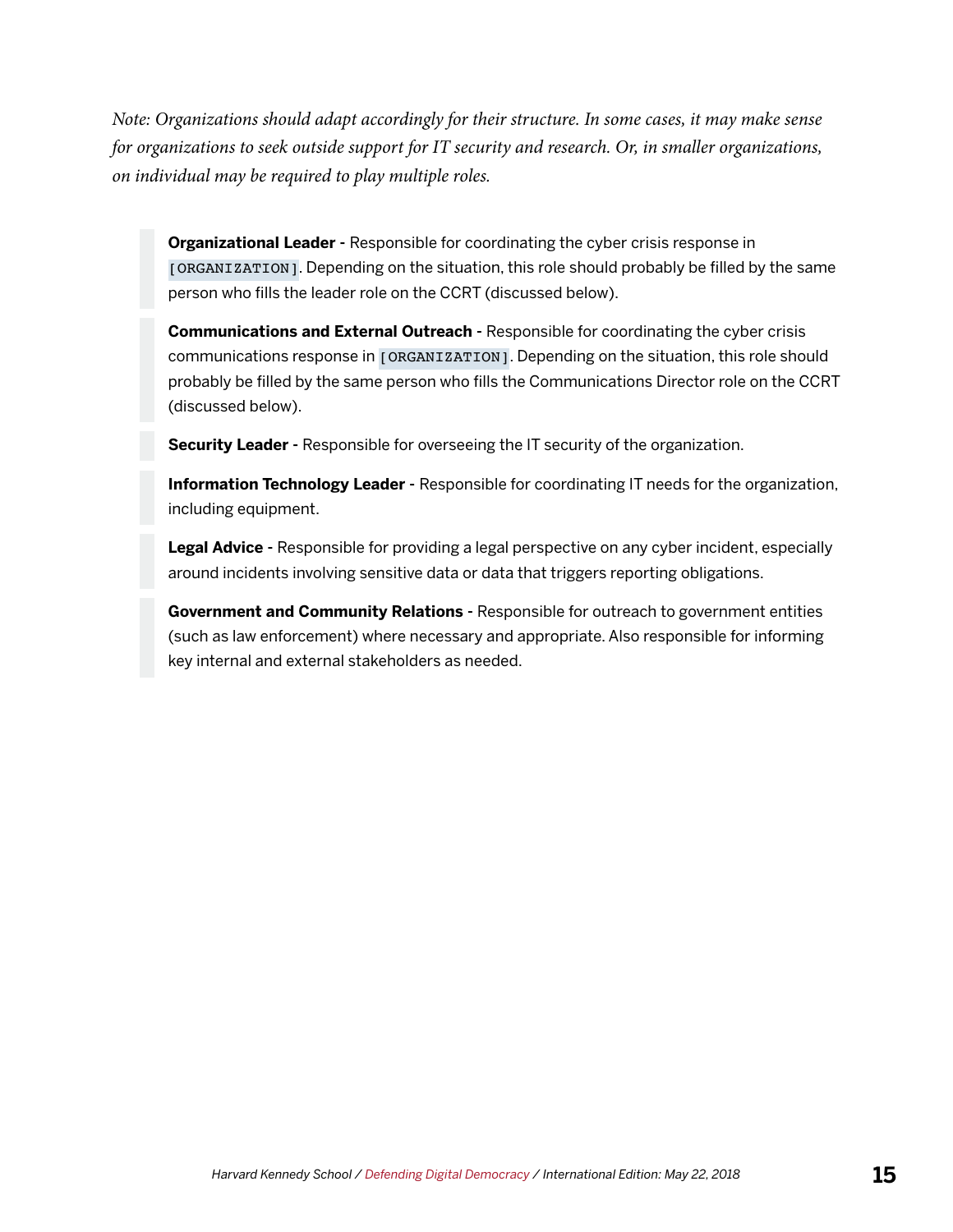*Note: Organizations should adapt accordingly for their structure. In some cases, it may make sense for organizations to seek outside support for IT security and research. Or, in smaller organizations, on individual may be required to play multiple roles.*

> **Organizational Leader -** Responsible for coordinating the cyber crisis response in `[ORGANIZATION]`. Depending on the situation, this role should probably be filled by the same person who fills the leader role on the CCRT (discussed below).

> **Communications and External Outreach -** Responsible for coordinating the cyber crisis communications response in `[ORGANIZATION]`. Depending on the situation, this role should probably be filled by the same person who fills the Communications Director role on the CCRT (discussed below).

> **Security Leader -** Responsible for overseeing the IT security of the organization.

> **Information Technology Leader -** Responsible for coordinating IT needs for the organization, including equipment.

> **Legal Advice -** Responsible for providing a legal perspective on any cyber incident, especially around incidents involving sensitive data or data that triggers reporting obligations.

> **Government and Community Relations -** Responsible for outreach to government entities (such as law enforcement) where necessary and appropriate. Also responsible for informing key internal and external stakeholders as needed.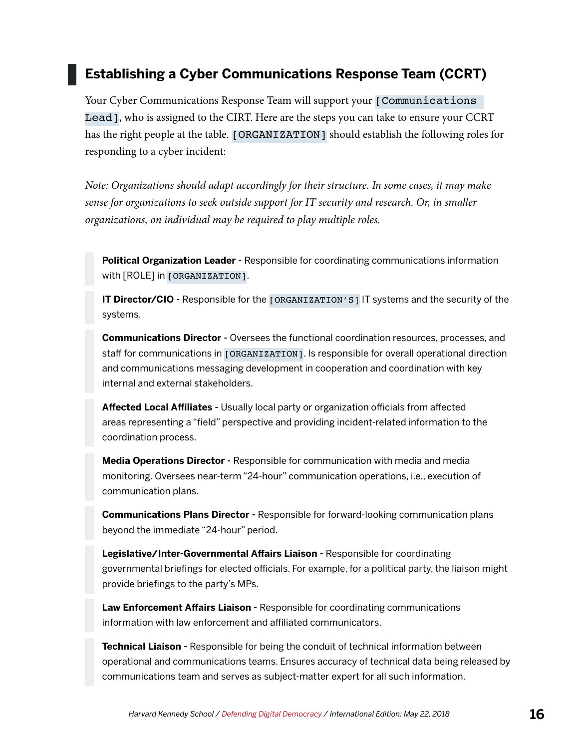## Establishing a Cyber Communications Response Team (CCRT)

Your Cyber Communications Response Team will support your [Communications Lead], who is assigned to the CIRT. Here are the steps you can take to ensure your CCRT has the right people at the table. [ORGANIZATION] should establish the following roles for responding to a cyber incident:

*Note: Organizations should adapt accordingly for their structure. In some cases, it may make sense for organizations to seek outside support for IT security and research. Or, in smaller organizations, on individual may be required to play multiple roles.*

**Political Organization Leader** - Responsible for coordinating communications information with [ROLE] in [ORGANIZATION].

**IT Director/CIO** - Responsible for the [ORGANIZATION'S] IT systems and the security of the systems.

**Communications Director** - Oversees the functional coordination resources, processes, and staff for communications in [ORGANIZATION]. Is responsible for overall operational direction and communications messaging development in cooperation and coordination with key internal and external stakeholders.

**Affected Local Affiliates** - Usually local party or organization officials from affected areas representing a "field" perspective and providing incident-related information to the coordination process.

**Media Operations Director** - Responsible for communication with media and media monitoring. Oversees near-term "24-hour" communication operations, i.e., execution of communication plans.

**Communications Plans Director** - Responsible for forward-looking communication plans beyond the immediate "24-hour" period.

**Legislative/Inter-Governmental Affairs Liaison** - Responsible for coordinating governmental briefings for elected officials. For example, for a political party, the liaison might provide briefings to the party's MPs.

**Law Enforcement Affairs Liaison** - Responsible for coordinating communications information with law enforcement and affiliated communicators.

**Technical Liaison** - Responsible for being the conduit of technical information between operational and communications teams. Ensures accuracy of technical data being released by communications team and serves as subject-matter expert for all such information.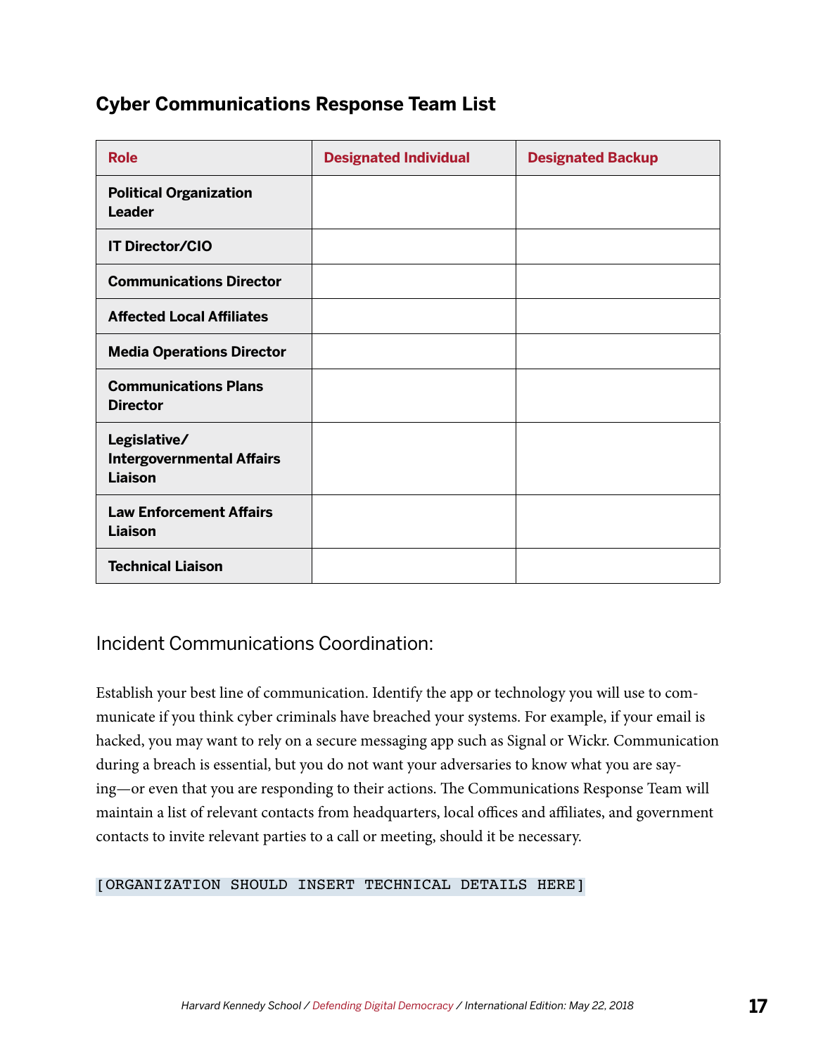## Cyber Communications Response Team List

| Role | Designated Individual | Designated Backup |
|---|---|---|
| **Political Organization Leader** | | |
| **IT Director/CIO** | | |
| **Communications Director** | | |
| **Affected Local Affiliates** | | |
| **Media Operations Director** | | |
| **Communications Plans Director** | | |
| **Legislative/ Intergovernmental Affairs Liaison** | | |
| **Law Enforcement Affairs Liaison** | | |
| **Technical Liaison** | | |

### Incident Communications Coordination:

Establish your best line of communication. Identify the app or technology you will use to communicate if you think cyber criminals have breached your systems. For example, if your email is hacked, you may want to rely on a secure messaging app such as Signal or Wickr. Communication during a breach is essential, but you do not want your adversaries to know what you are saying—or even that you are responding to their actions. The Communications Response Team will maintain a list of relevant contacts from headquarters, local offices and affiliates, and government contacts to invite relevant parties to a call or meeting, should it be necessary.

`[ORGANIZATION SHOULD INSERT TECHNICAL DETAILS HERE]`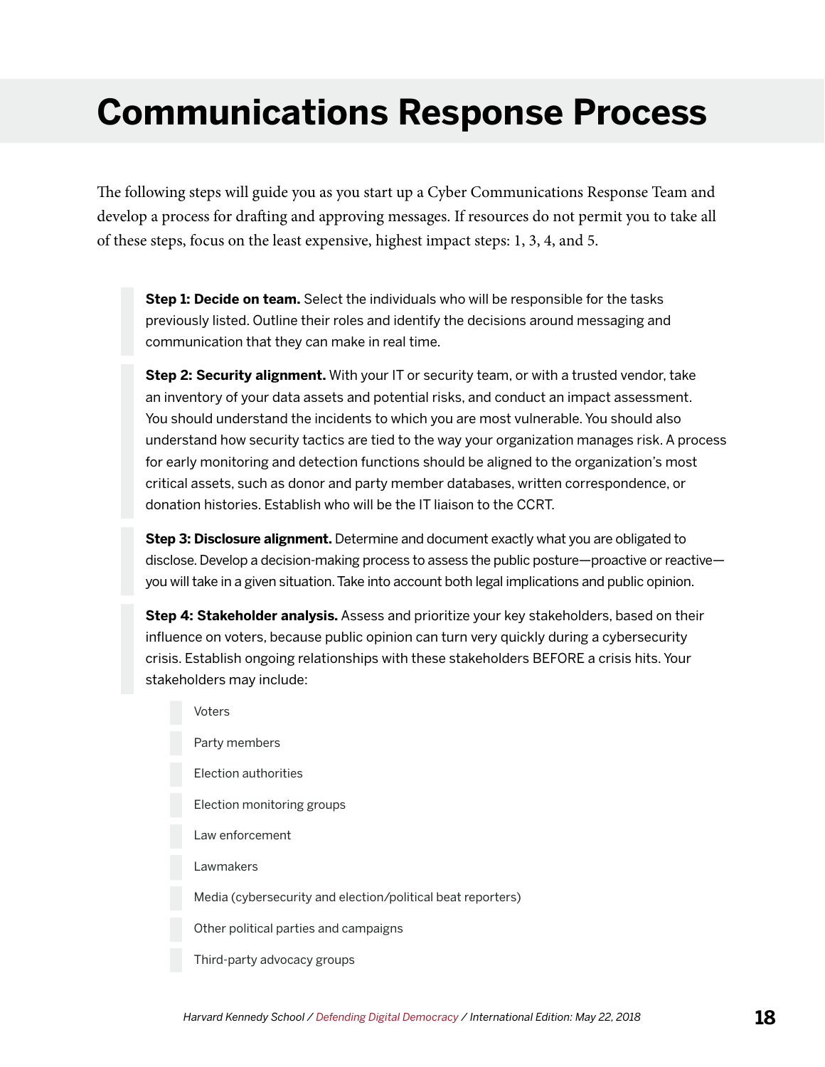# Communications Response Process

The following steps will guide you as you start up a Cyber Communications Response Team and develop a process for drafting and approving messages. If resources do not permit you to take all of these steps, focus on the least expensive, highest impact steps: 1, 3, 4, and 5.

**Step 1: Decide on team.** Select the individuals who will be responsible for the tasks previously listed. Outline their roles and identify the decisions around messaging and communication that they can make in real time.

**Step 2: Security alignment.** With your IT or security team, or with a trusted vendor, take an inventory of your data assets and potential risks, and conduct an impact assessment. You should understand the incidents to which you are most vulnerable. You should also understand how security tactics are tied to the way your organization manages risk. A process for early monitoring and detection functions should be aligned to the organization's most critical assets, such as donor and party member databases, written correspondence, or donation histories. Establish who will be the IT liaison to the CCRT.

**Step 3: Disclosure alignment.** Determine and document exactly what you are obligated to disclose. Develop a decision-making process to assess the public posture—proactive or reactive—you will take in a given situation. Take into account both legal implications and public opinion.

**Step 4: Stakeholder analysis.** Assess and prioritize your key stakeholders, based on their influence on voters, because public opinion can turn very quickly during a cybersecurity crisis. Establish ongoing relationships with these stakeholders BEFORE a crisis hits. Your stakeholders may include:

- Voters
- Party members
- Election authorities
- Election monitoring groups
- Law enforcement
- Lawmakers
- Media (cybersecurity and election/political beat reporters)
- Other political parties and campaigns
- Third-party advocacy groups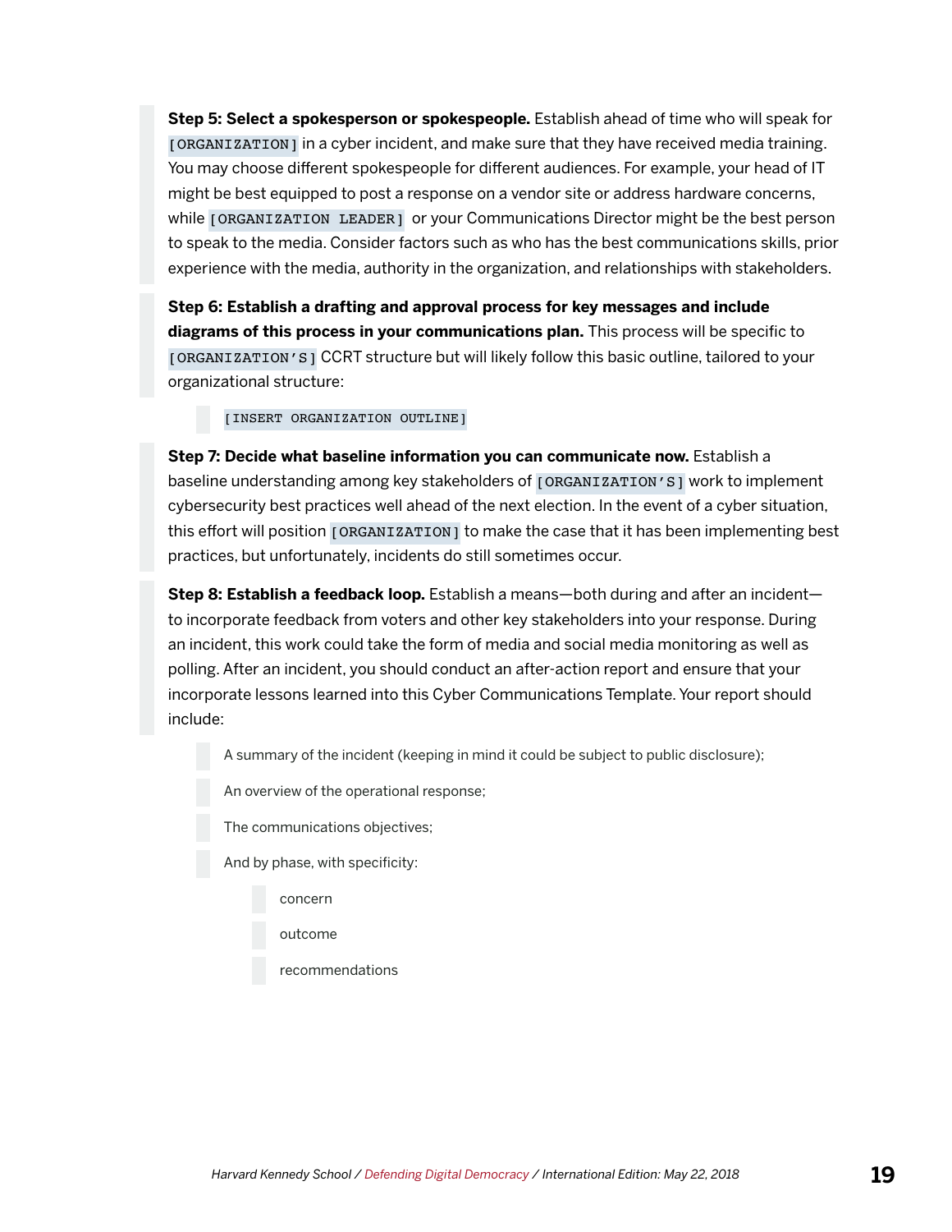**Step 5: Select a spokesperson or spokespeople.** Establish ahead of time who will speak for `[ORGANIZATION]` in a cyber incident, and make sure that they have received media training. You may choose different spokespeople for different audiences. For example, your head of IT might be best equipped to post a response on a vendor site or address hardware concerns, while `[ORGANIZATION LEADER]` or your Communications Director might be the best person to speak to the media. Consider factors such as who has the best communications skills, prior experience with the media, authority in the organization, and relationships with stakeholders.

**Step 6: Establish a drafting and approval process for key messages and include diagrams of this process in your communications plan.** This process will be specific to `[ORGANIZATION'S]` CCRT structure but will likely follow this basic outline, tailored to your organizational structure:

> `[INSERT ORGANIZATION OUTLINE]`

**Step 7: Decide what baseline information you can communicate now.** Establish a baseline understanding among key stakeholders of `[ORGANIZATION'S]` work to implement cybersecurity best practices well ahead of the next election. In the event of a cyber situation, this effort will position `[ORGANIZATION]` to make the case that it has been implementing best practices, but unfortunately, incidents do still sometimes occur.

**Step 8: Establish a feedback loop.** Establish a means—both during and after an incident—to incorporate feedback from voters and other key stakeholders into your response. During an incident, this work could take the form of media and social media monitoring as well as polling. After an incident, you should conduct an after-action report and ensure that your incorporate lessons learned into this Cyber Communications Template. Your report should include:

- A summary of the incident (keeping in mind it could be subject to public disclosure);
- An overview of the operational response;
- The communications objectives;
- And by phase, with specificity:
  - concern
  - outcome
  - recommendations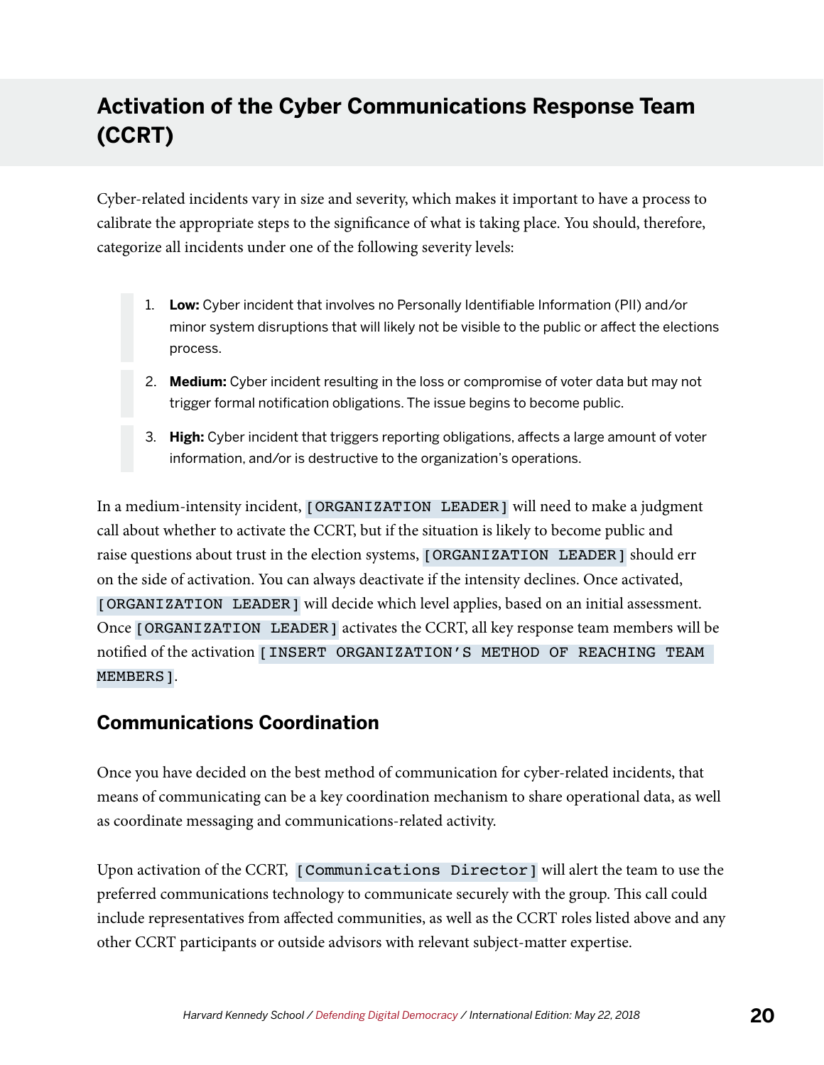## Activation of the Cyber Communications Response Team (CCRT)

Cyber-related incidents vary in size and severity, which makes it important to have a process to calibrate the appropriate steps to the significance of what is taking place. You should, therefore, categorize all incidents under one of the following severity levels:

1. **Low:** Cyber incident that involves no Personally Identifiable Information (PII) and/or minor system disruptions that will likely not be visible to the public or affect the elections process.
2. **Medium:** Cyber incident resulting in the loss or compromise of voter data but may not trigger formal notification obligations. The issue begins to become public.
3. **High:** Cyber incident that triggers reporting obligations, affects a large amount of voter information, and/or is destructive to the organization's operations.

In a medium-intensity incident, [ORGANIZATION LEADER] will need to make a judgment call about whether to activate the CCRT, but if the situation is likely to become public and raise questions about trust in the election systems, [ORGANIZATION LEADER] should err on the side of activation. You can always deactivate if the intensity declines. Once activated, [ORGANIZATION LEADER] will decide which level applies, based on an initial assessment. Once [ORGANIZATION LEADER] activates the CCRT, all key response team members will be notified of the activation [INSERT ORGANIZATION'S METHOD OF REACHING TEAM MEMBERS].

### Communications Coordination

Once you have decided on the best method of communication for cyber-related incidents, that means of communicating can be a key coordination mechanism to share operational data, as well as coordinate messaging and communications-related activity.

Upon activation of the CCRT, [Communications Director] will alert the team to use the preferred communications technology to communicate securely with the group. This call could include representatives from affected communities, as well as the CCRT roles listed above and any other CCRT participants or outside advisors with relevant subject-matter expertise.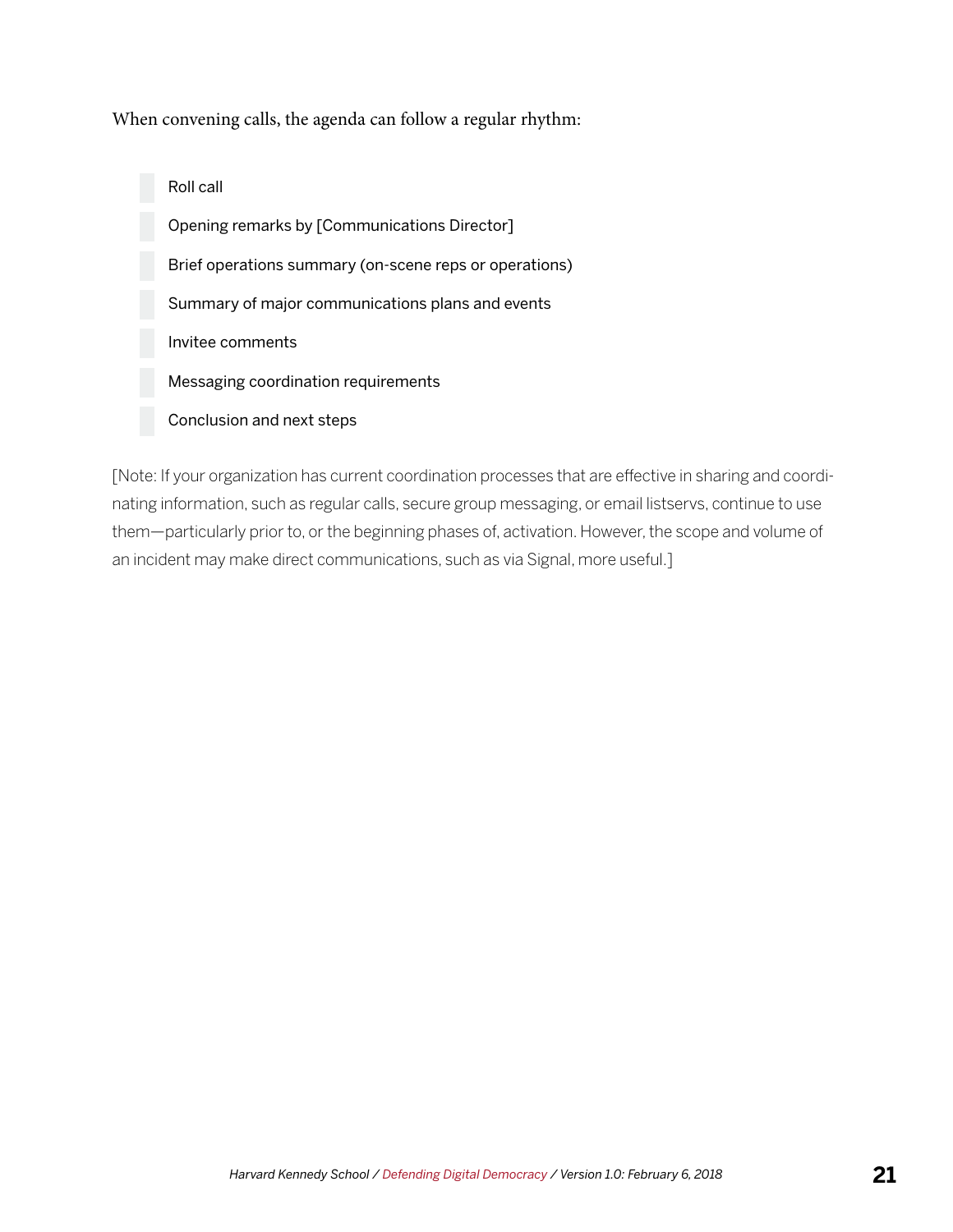When convening calls, the agenda can follow a regular rhythm:

- Roll call
- Opening remarks by [Communications Director]
- Brief operations summary (on-scene reps or operations)
- Summary of major communications plans and events
- Invitee comments
- Messaging coordination requirements
- Conclusion and next steps

[Note: If your organization has current coordination processes that are effective in sharing and coordinating information, such as regular calls, secure group messaging, or email listservs, continue to use them—particularly prior to, or the beginning phases of, activation. However, the scope and volume of an incident may make direct communications, such as via Signal, more useful.]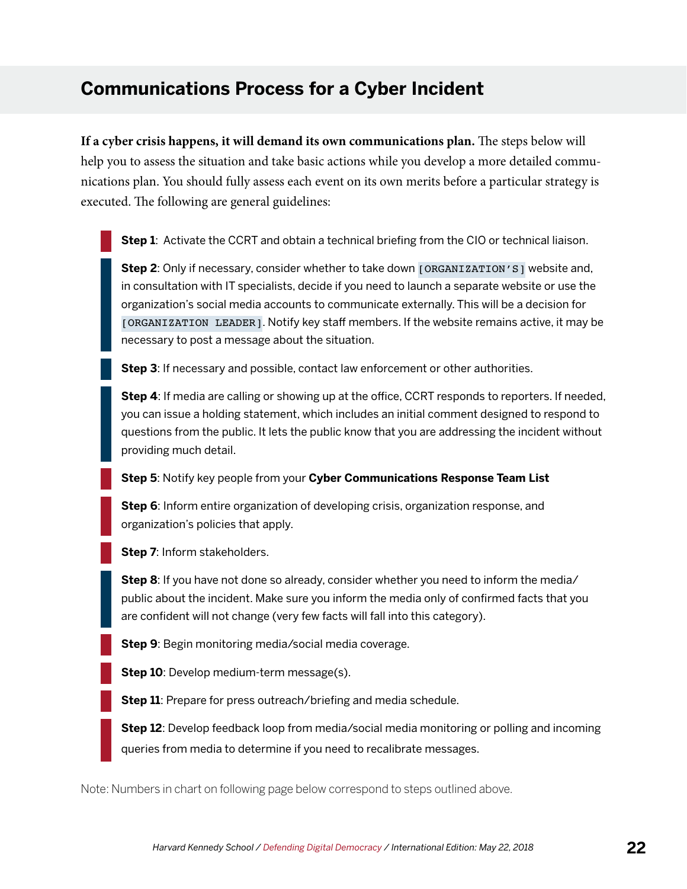## Communications Process for a Cyber Incident

**If a cyber crisis happens, it will demand its own communications plan.** The steps below will help you to assess the situation and take basic actions while you develop a more detailed communications plan. You should fully assess each event on its own merits before a particular strategy is executed. The following are general guidelines:

**Step 1**: Activate the CCRT and obtain a technical briefing from the CIO or technical liaison.

**Step 2**: Only if necessary, consider whether to take down [ORGANIZATION'S] website and, in consultation with IT specialists, decide if you need to launch a separate website or use the organization's social media accounts to communicate externally. This will be a decision for [ORGANIZATION LEADER]. Notify key staff members. If the website remains active, it may be necessary to post a message about the situation.

**Step 3**: If necessary and possible, contact law enforcement or other authorities.

**Step 4**: If media are calling or showing up at the office, CCRT responds to reporters. If needed, you can issue a holding statement, which includes an initial comment designed to respond to questions from the public. It lets the public know that you are addressing the incident without providing much detail.

**Step 5**: Notify key people from your **Cyber Communications Response Team List**

**Step 6**: Inform entire organization of developing crisis, organization response, and organization's policies that apply.

**Step 7**: Inform stakeholders.

**Step 8**: If you have not done so already, consider whether you need to inform the media/public about the incident. Make sure you inform the media only of confirmed facts that you are confident will not change (very few facts will fall into this category).

**Step 9**: Begin monitoring media/social media coverage.

**Step 10**: Develop medium-term message(s).

**Step 11**: Prepare for press outreach/briefing and media schedule.

**Step 12**: Develop feedback loop from media/social media monitoring or polling and incoming queries from media to determine if you need to recalibrate messages.

Note: Numbers in chart on following page below correspond to steps outlined above.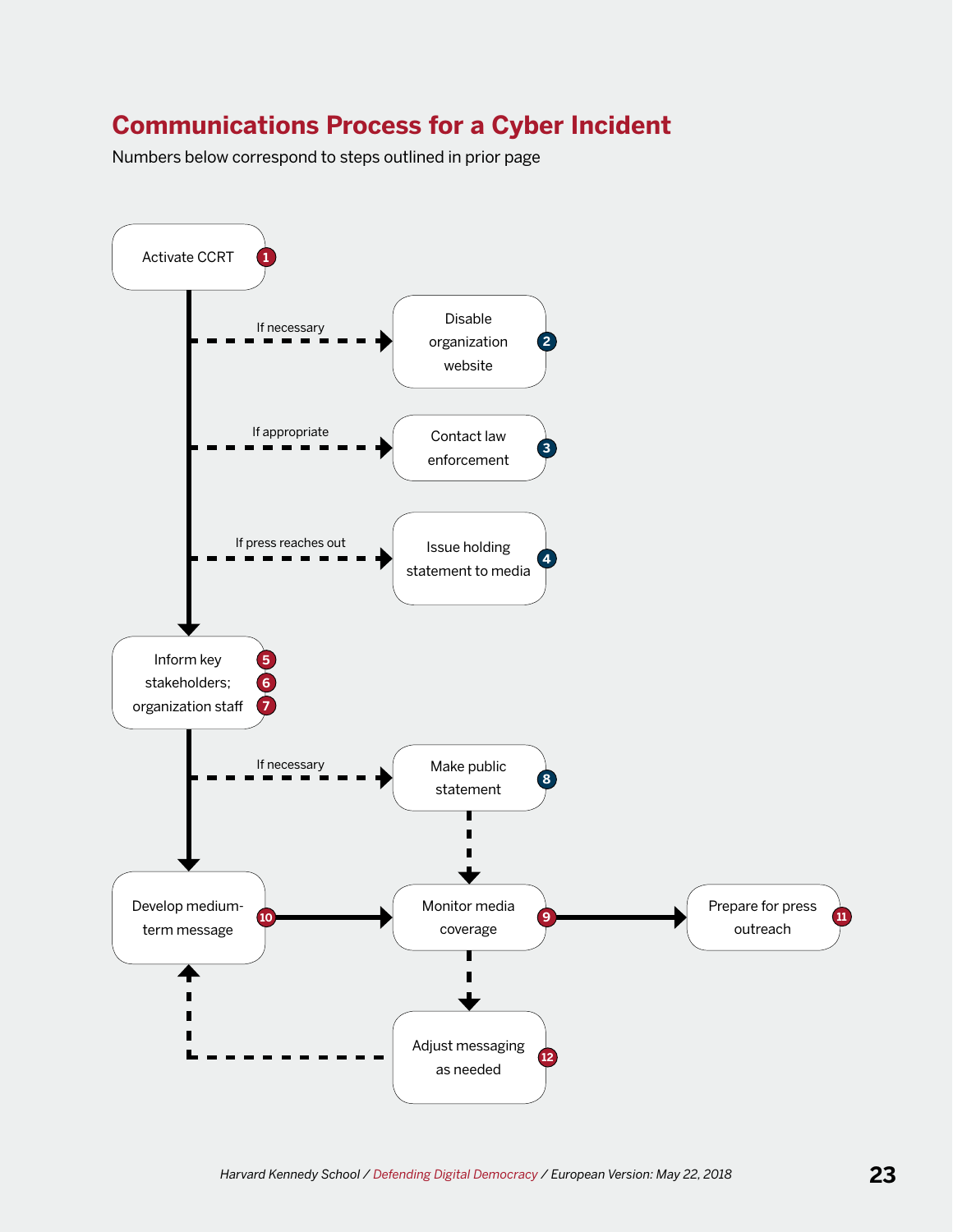# Communications Process for a Cyber Incident

Numbers below correspond to steps outlined in prior page

Activate CCRT 1

If necessary → Disable organization website 2

If appropriate → Contact law enforcement 3

If press reaches out → Issue holding statement to media 4

Inform key stakeholders; organization staff 5 6 7

If necessary → Make public statement 8

Develop medium-term message 10

Monitor media coverage 9

Prepare for press outreach 11

Adjust messaging as needed 12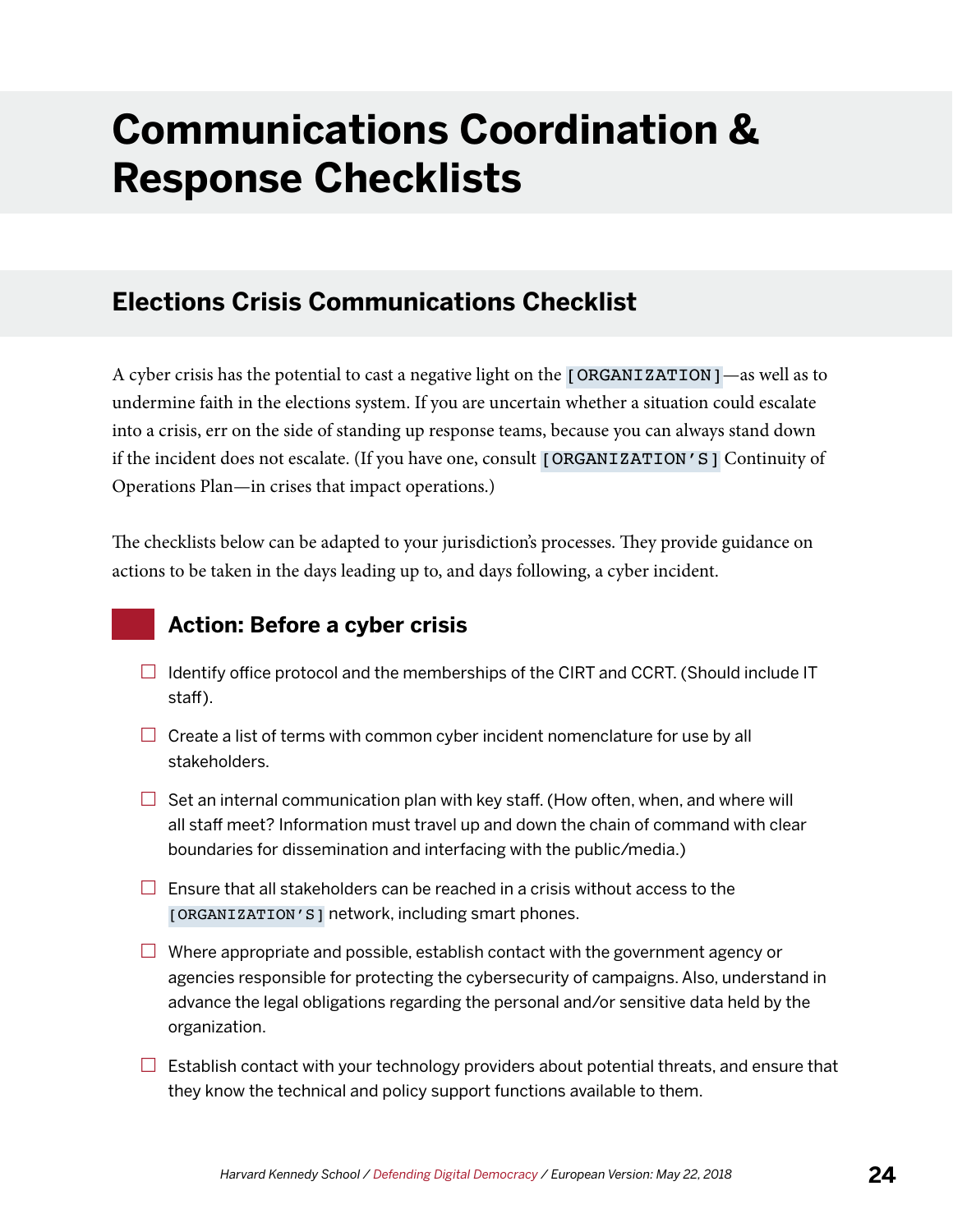# Communications Coordination & Response Checklists

## Elections Crisis Communications Checklist

A cyber crisis has the potential to cast a negative light on the `[ORGANIZATION]`—as well as to undermine faith in the elections system. If you are uncertain whether a situation could escalate into a crisis, err on the side of standing up response teams, because you can always stand down if the incident does not escalate. (If you have one, consult `[ORGANIZATION'S]` Continuity of Operations Plan—in crises that impact operations.)

The checklists below can be adapted to your jurisdiction's processes. They provide guidance on actions to be taken in the days leading up to, and days following, a cyber incident.

### Action: Before a cyber crisis

- ☐ Identify office protocol and the memberships of the CIRT and CCRT. (Should include IT staff).
- ☐ Create a list of terms with common cyber incident nomenclature for use by all stakeholders.
- ☐ Set an internal communication plan with key staff. (How often, when, and where will all staff meet? Information must travel up and down the chain of command with clear boundaries for dissemination and interfacing with the public/media.)
- ☐ Ensure that all stakeholders can be reached in a crisis without access to the `[ORGANIZATION'S]` network, including smart phones.
- ☐ Where appropriate and possible, establish contact with the government agency or agencies responsible for protecting the cybersecurity of campaigns. Also, understand in advance the legal obligations regarding the personal and/or sensitive data held by the organization.
- ☐ Establish contact with your technology providers about potential threats, and ensure that they know the technical and policy support functions available to them.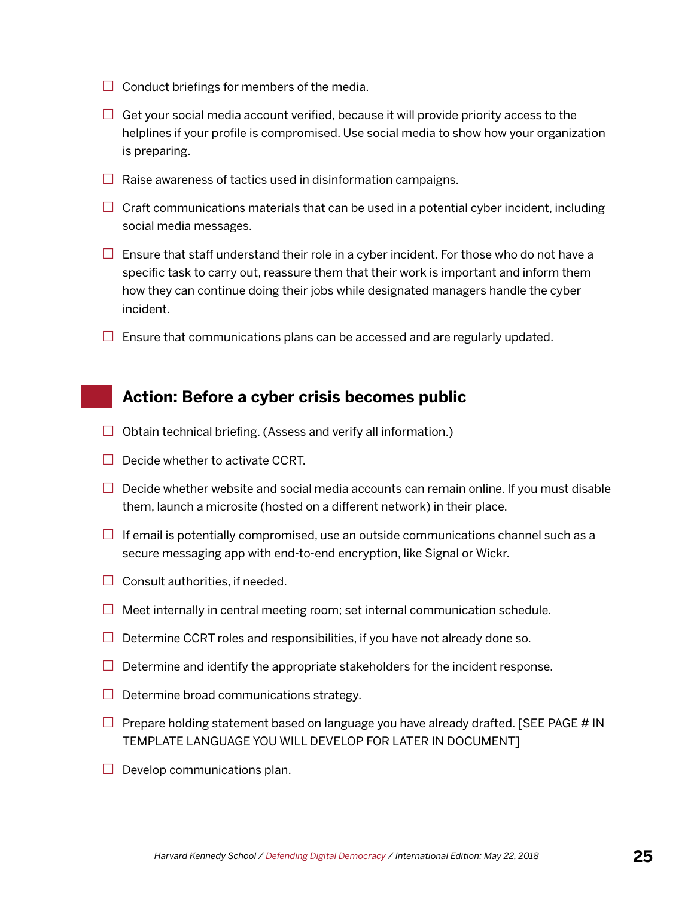- ☐ Conduct briefings for members of the media.
- ☐ Get your social media account verified, because it will provide priority access to the helplines if your profile is compromised. Use social media to show how your organization is preparing.
- ☐ Raise awareness of tactics used in disinformation campaigns.
- ☐ Craft communications materials that can be used in a potential cyber incident, including social media messages.
- ☐ Ensure that staff understand their role in a cyber incident. For those who do not have a specific task to carry out, reassure them that their work is important and inform them how they can continue doing their jobs while designated managers handle the cyber incident.
- ☐ Ensure that communications plans can be accessed and are regularly updated.

## Action: Before a cyber crisis becomes public

- ☐ Obtain technical briefing. (Assess and verify all information.)
- ☐ Decide whether to activate CCRT.
- ☐ Decide whether website and social media accounts can remain online. If you must disable them, launch a microsite (hosted on a different network) in their place.
- ☐ If email is potentially compromised, use an outside communications channel such as a secure messaging app with end-to-end encryption, like Signal or Wickr.
- ☐ Consult authorities, if needed.
- ☐ Meet internally in central meeting room; set internal communication schedule.
- ☐ Determine CCRT roles and responsibilities, if you have not already done so.
- ☐ Determine and identify the appropriate stakeholders for the incident response.
- ☐ Determine broad communications strategy.
- ☐ Prepare holding statement based on language you have already drafted. [SEE PAGE # IN TEMPLATE LANGUAGE YOU WILL DEVELOP FOR LATER IN DOCUMENT]
- ☐ Develop communications plan.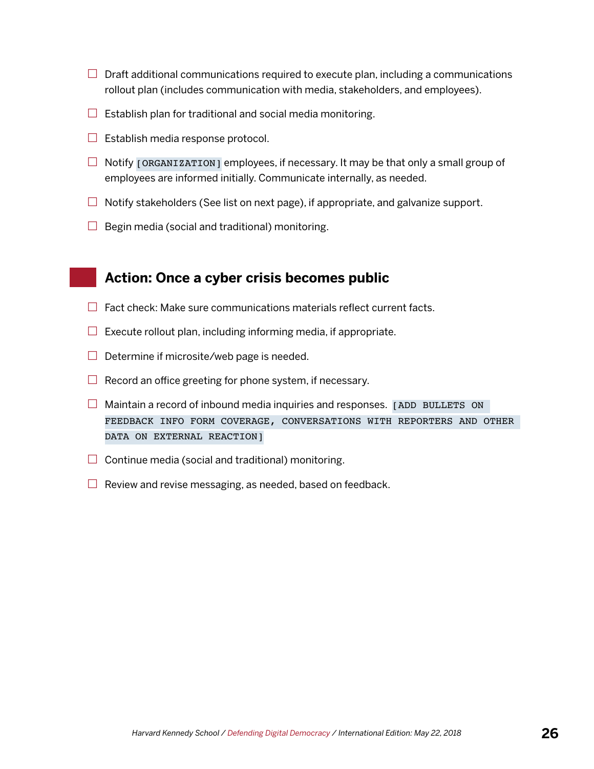- [ ] Draft additional communications required to execute plan, including a communications rollout plan (includes communication with media, stakeholders, and employees).
- [ ] Establish plan for traditional and social media monitoring.
- [ ] Establish media response protocol.
- [ ] Notify `[ORGANIZATION]` employees, if necessary. It may be that only a small group of employees are informed initially. Communicate internally, as needed.
- [ ] Notify stakeholders (See list on next page), if appropriate, and galvanize support.
- [ ] Begin media (social and traditional) monitoring.

## Action: Once a cyber crisis becomes public

- [ ] Fact check: Make sure communications materials reflect current facts.
- [ ] Execute rollout plan, including informing media, if appropriate.
- [ ] Determine if microsite/web page is needed.
- [ ] Record an office greeting for phone system, if necessary.
- [ ] Maintain a record of inbound media inquiries and responses. `[ADD BULLETS ON FEEDBACK INFO FORM COVERAGE, CONVERSATIONS WITH REPORTERS AND OTHER DATA ON EXTERNAL REACTION]`
- [ ] Continue media (social and traditional) monitoring.
- [ ] Review and revise messaging, as needed, based on feedback.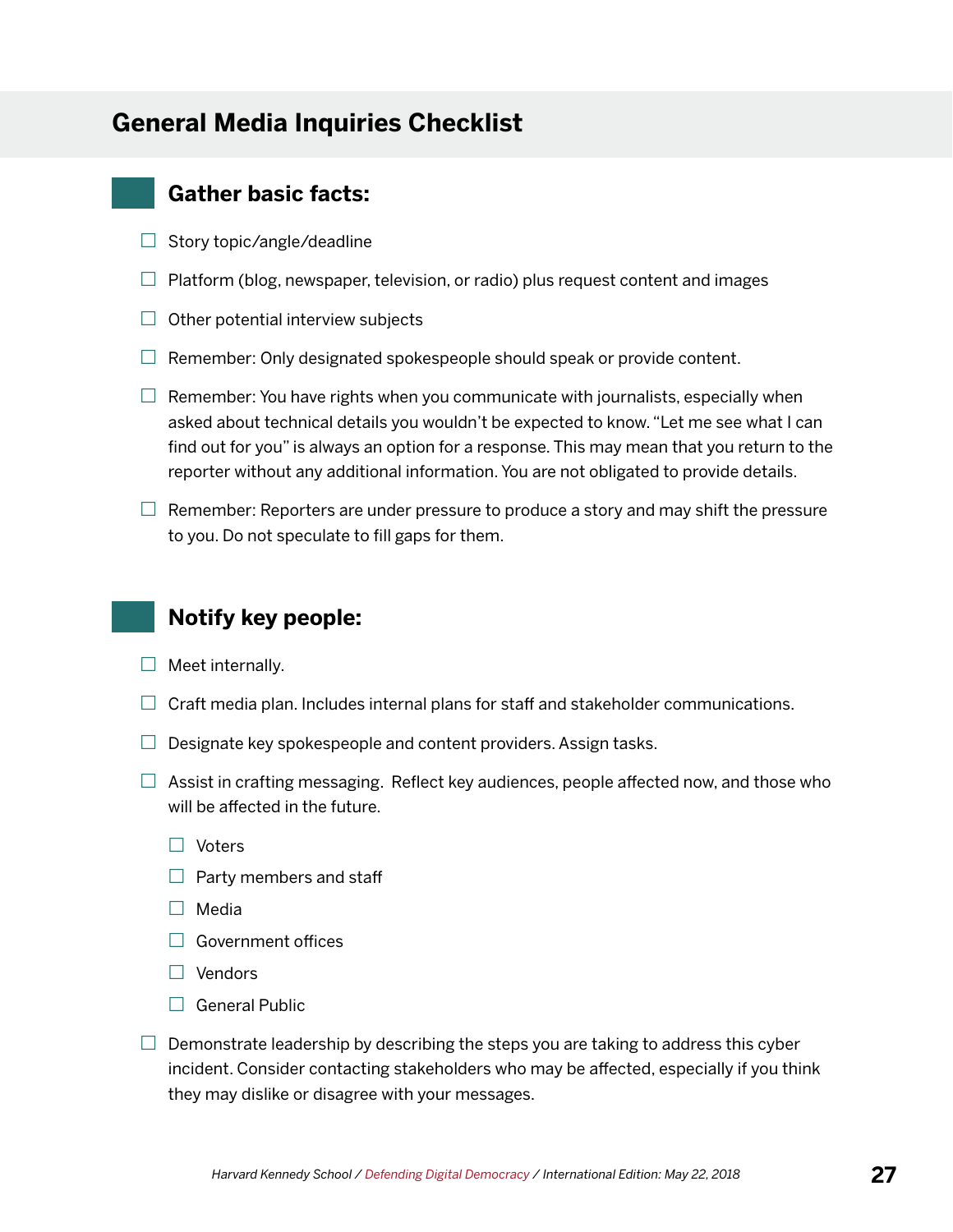## General Media Inquiries Checklist

### Gather basic facts:

- ☐ Story topic/angle/deadline
- ☐ Platform (blog, newspaper, television, or radio) plus request content and images
- ☐ Other potential interview subjects
- ☐ Remember: Only designated spokespeople should speak or provide content.
- ☐ Remember: You have rights when you communicate with journalists, especially when asked about technical details you wouldn't be expected to know. "Let me see what I can find out for you" is always an option for a response. This may mean that you return to the reporter without any additional information. You are not obligated to provide details.
- ☐ Remember: Reporters are under pressure to produce a story and may shift the pressure to you. Do not speculate to fill gaps for them.

### Notify key people:

- ☐ Meet internally.
- ☐ Craft media plan. Includes internal plans for staff and stakeholder communications.
- ☐ Designate key spokespeople and content providers. Assign tasks.
- ☐ Assist in crafting messaging. Reflect key audiences, people affected now, and those who will be affected in the future.
  - ☐ Voters
  - ☐ Party members and staff
  - ☐ Media
  - ☐ Government offices
  - ☐ Vendors
  - ☐ General Public
- ☐ Demonstrate leadership by describing the steps you are taking to address this cyber incident. Consider contacting stakeholders who may be affected, especially if you think they may dislike or disagree with your messages.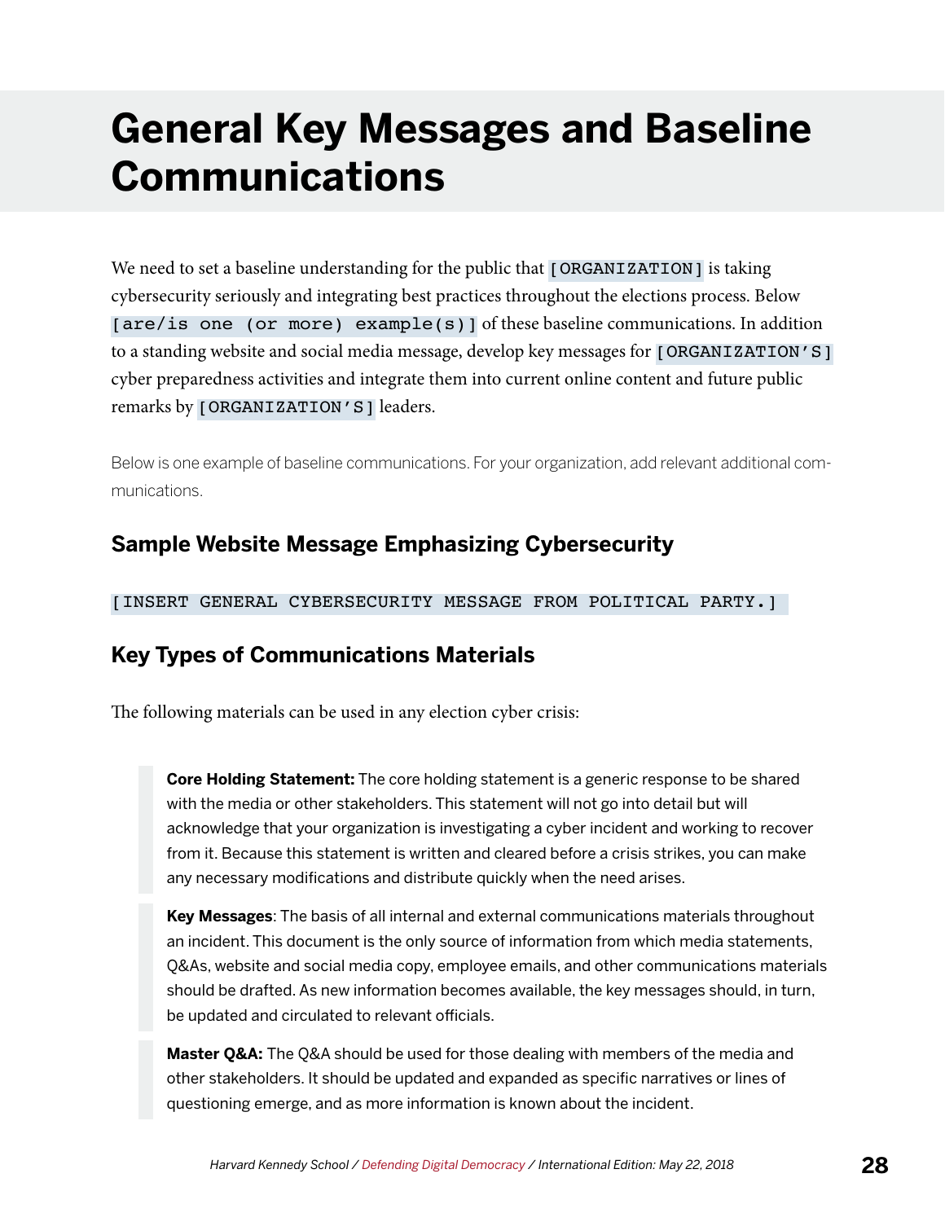# General Key Messages and Baseline Communications

We need to set a baseline understanding for the public that `[ORGANIZATION]` is taking cybersecurity seriously and integrating best practices throughout the elections process. Below `[are/is one (or more) example(s)]` of these baseline communications. In addition to a standing website and social media message, develop key messages for `[ORGANIZATION'S]` cyber preparedness activities and integrate them into current online content and future public remarks by `[ORGANIZATION'S]` leaders.

Below is one example of baseline communications. For your organization, add relevant additional communications.

### Sample Website Message Emphasizing Cybersecurity

`[INSERT GENERAL CYBERSECURITY MESSAGE FROM POLITICAL PARTY.]`

### Key Types of Communications Materials

The following materials can be used in any election cyber crisis:

> **Core Holding Statement:** The core holding statement is a generic response to be shared with the media or other stakeholders. This statement will not go into detail but will acknowledge that your organization is investigating a cyber incident and working to recover from it. Because this statement is written and cleared before a crisis strikes, you can make any necessary modifications and distribute quickly when the need arises.

> **Key Messages**: The basis of all internal and external communications materials throughout an incident. This document is the only source of information from which media statements, Q&As, website and social media copy, employee emails, and other communications materials should be drafted. As new information becomes available, the key messages should, in turn, be updated and circulated to relevant officials.

> **Master Q&A:** The Q&A should be used for those dealing with members of the media and other stakeholders. It should be updated and expanded as specific narratives or lines of questioning emerge, and as more information is known about the incident.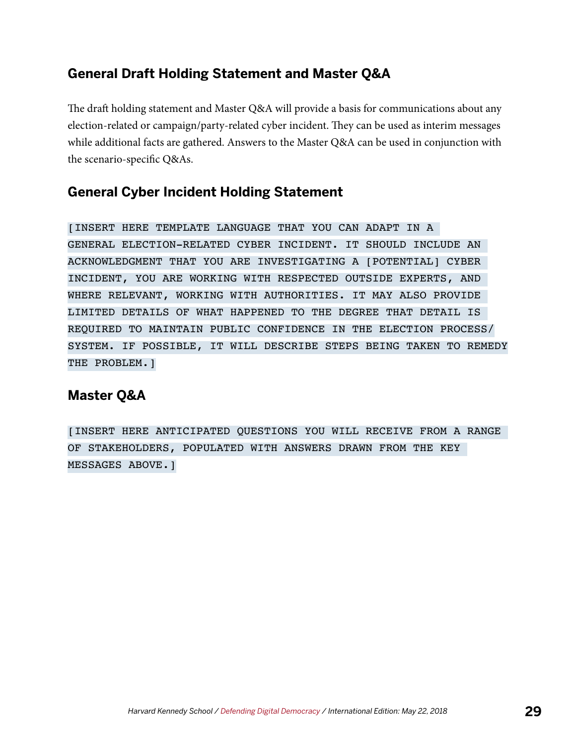## General Draft Holding Statement and Master Q&A

The draft holding statement and Master Q&A will provide a basis for communications about any election-related or campaign/party-related cyber incident. They can be used as interim messages while additional facts are gathered. Answers to the Master Q&A can be used in conjunction with the scenario-specific Q&As.

## General Cyber Incident Holding Statement

[INSERT HERE TEMPLATE LANGUAGE THAT YOU CAN ADAPT IN A GENERAL ELECTION-RELATED CYBER INCIDENT. IT SHOULD INCLUDE AN ACKNOWLEDGMENT THAT YOU ARE INVESTIGATING A [POTENTIAL] CYBER INCIDENT, YOU ARE WORKING WITH RESPECTED OUTSIDE EXPERTS, AND WHERE RELEVANT, WORKING WITH AUTHORITIES. IT MAY ALSO PROVIDE LIMITED DETAILS OF WHAT HAPPENED TO THE DEGREE THAT DETAIL IS REQUIRED TO MAINTAIN PUBLIC CONFIDENCE IN THE ELECTION PROCESS/SYSTEM. IF POSSIBLE, IT WILL DESCRIBE STEPS BEING TAKEN TO REMEDY THE PROBLEM.]

## Master Q&A

[INSERT HERE ANTICIPATED QUESTIONS YOU WILL RECEIVE FROM A RANGE OF STAKEHOLDERS, POPULATED WITH ANSWERS DRAWN FROM THE KEY MESSAGES ABOVE.]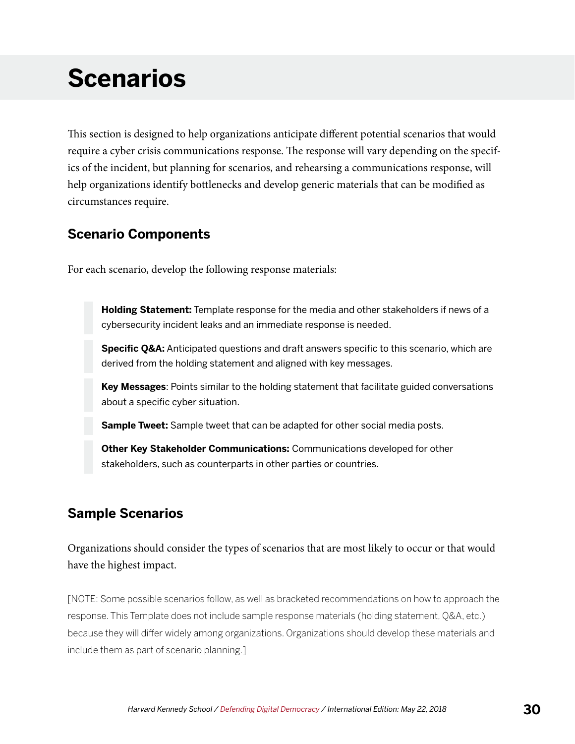# Scenarios

This section is designed to help organizations anticipate different potential scenarios that would require a cyber crisis communications response. The response will vary depending on the specifics of the incident, but planning for scenarios, and rehearsing a communications response, will help organizations identify bottlenecks and develop generic materials that can be modified as circumstances require.

## Scenario Components

For each scenario, develop the following response materials:

- **Holding Statement:** Template response for the media and other stakeholders if news of a cybersecurity incident leaks and an immediate response is needed.
- **Specific Q&A:** Anticipated questions and draft answers specific to this scenario, which are derived from the holding statement and aligned with key messages.
- **Key Messages**: Points similar to the holding statement that facilitate guided conversations about a specific cyber situation.
- **Sample Tweet:** Sample tweet that can be adapted for other social media posts.
- **Other Key Stakeholder Communications:** Communications developed for other stakeholders, such as counterparts in other parties or countries.

## Sample Scenarios

Organizations should consider the types of scenarios that are most likely to occur or that would have the highest impact.

[NOTE: Some possible scenarios follow, as well as bracketed recommendations on how to approach the response. This Template does not include sample response materials (holding statement, Q&A, etc.) because they will differ widely among organizations. Organizations should develop these materials and include them as part of scenario planning.]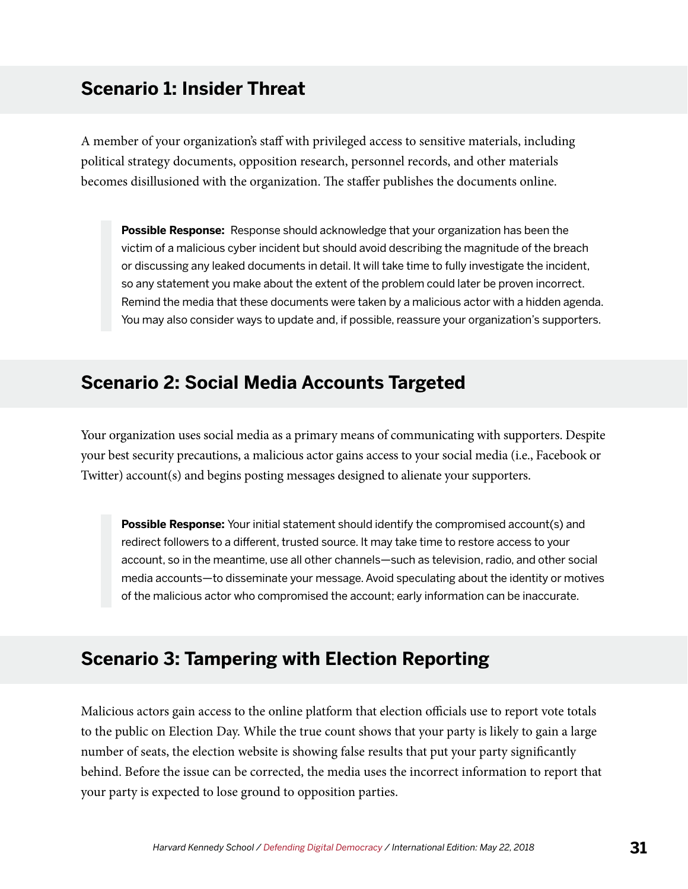## Scenario 1: Insider Threat

A member of your organization's staff with privileged access to sensitive materials, including political strategy documents, opposition research, personnel records, and other materials becomes disillusioned with the organization. The staffer publishes the documents online.

> **Possible Response:** Response should acknowledge that your organization has been the victim of a malicious cyber incident but should avoid describing the magnitude of the breach or discussing any leaked documents in detail. It will take time to fully investigate the incident, so any statement you make about the extent of the problem could later be proven incorrect. Remind the media that these documents were taken by a malicious actor with a hidden agenda. You may also consider ways to update and, if possible, reassure your organization's supporters.

## Scenario 2: Social Media Accounts Targeted

Your organization uses social media as a primary means of communicating with supporters. Despite your best security precautions, a malicious actor gains access to your social media (i.e., Facebook or Twitter) account(s) and begins posting messages designed to alienate your supporters.

> **Possible Response:** Your initial statement should identify the compromised account(s) and redirect followers to a different, trusted source. It may take time to restore access to your account, so in the meantime, use all other channels—such as television, radio, and other social media accounts—to disseminate your message. Avoid speculating about the identity or motives of the malicious actor who compromised the account; early information can be inaccurate.

## Scenario 3: Tampering with Election Reporting

Malicious actors gain access to the online platform that election officials use to report vote totals to the public on Election Day. While the true count shows that your party is likely to gain a large number of seats, the election website is showing false results that put your party significantly behind. Before the issue can be corrected, the media uses the incorrect information to report that your party is expected to lose ground to opposition parties.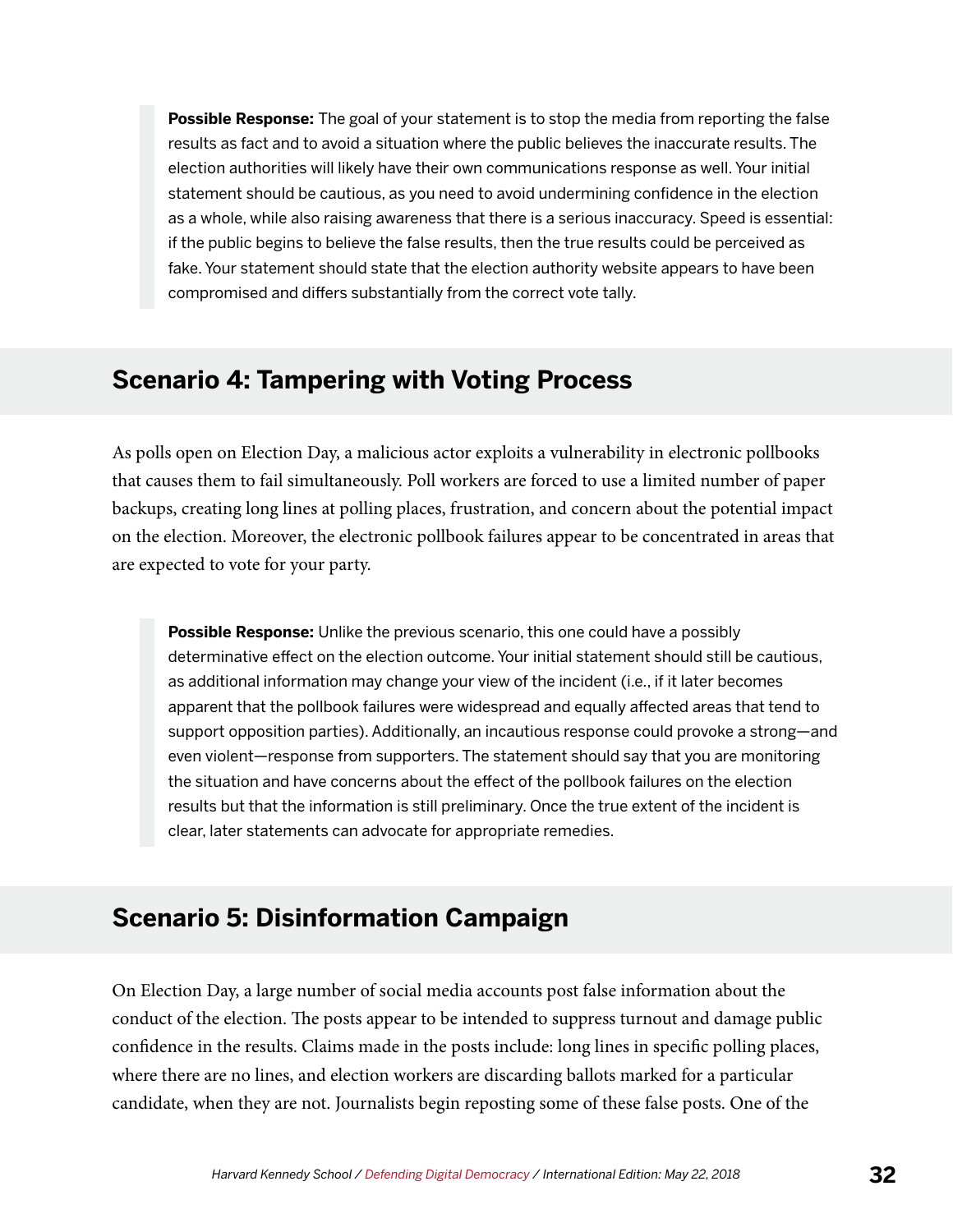> **Possible Response:** The goal of your statement is to stop the media from reporting the false results as fact and to avoid a situation where the public believes the inaccurate results. The election authorities will likely have their own communications response as well. Your initial statement should be cautious, as you need to avoid undermining confidence in the election as a whole, while also raising awareness that there is a serious inaccuracy. Speed is essential: if the public begins to believe the false results, then the true results could be perceived as fake. Your statement should state that the election authority website appears to have been compromised and differs substantially from the correct vote tally.

## Scenario 4: Tampering with Voting Process

As polls open on Election Day, a malicious actor exploits a vulnerability in electronic pollbooks that causes them to fail simultaneously. Poll workers are forced to use a limited number of paper backups, creating long lines at polling places, frustration, and concern about the potential impact on the election. Moreover, the electronic pollbook failures appear to be concentrated in areas that are expected to vote for your party.

> **Possible Response:** Unlike the previous scenario, this one could have a possibly determinative effect on the election outcome. Your initial statement should still be cautious, as additional information may change your view of the incident (i.e., if it later becomes apparent that the pollbook failures were widespread and equally affected areas that tend to support opposition parties). Additionally, an incautious response could provoke a strong—and even violent—response from supporters. The statement should say that you are monitoring the situation and have concerns about the effect of the pollbook failures on the election results but that the information is still preliminary. Once the true extent of the incident is clear, later statements can advocate for appropriate remedies.

## Scenario 5: Disinformation Campaign

On Election Day, a large number of social media accounts post false information about the conduct of the election. The posts appear to be intended to suppress turnout and damage public confidence in the results. Claims made in the posts include: long lines in specific polling places, where there are no lines, and election workers are discarding ballots marked for a particular candidate, when they are not. Journalists begin reposting some of these false posts. One of the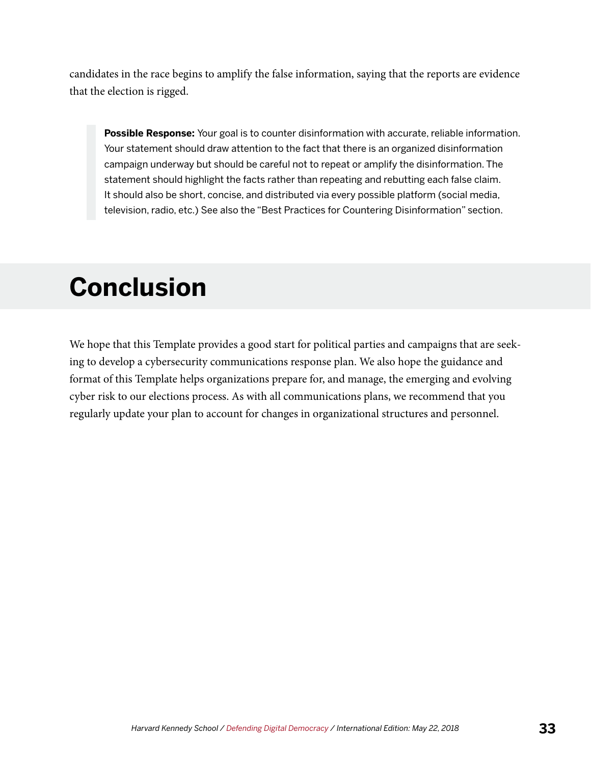candidates in the race begins to amplify the false information, saying that the reports are evidence that the election is rigged.

> **Possible Response:** Your goal is to counter disinformation with accurate, reliable information. Your statement should draw attention to the fact that there is an organized disinformation campaign underway but should be careful not to repeat or amplify the disinformation. The statement should highlight the facts rather than repeating and rebutting each false claim. It should also be short, concise, and distributed via every possible platform (social media, television, radio, etc.) See also the "Best Practices for Countering Disinformation" section.

# Conclusion

We hope that this Template provides a good start for political parties and campaigns that are seeking to develop a cybersecurity communications response plan. We also hope the guidance and format of this Template helps organizations prepare for, and manage, the emerging and evolving cyber risk to our elections process. As with all communications plans, we recommend that you regularly update your plan to account for changes in organizational structures and personnel.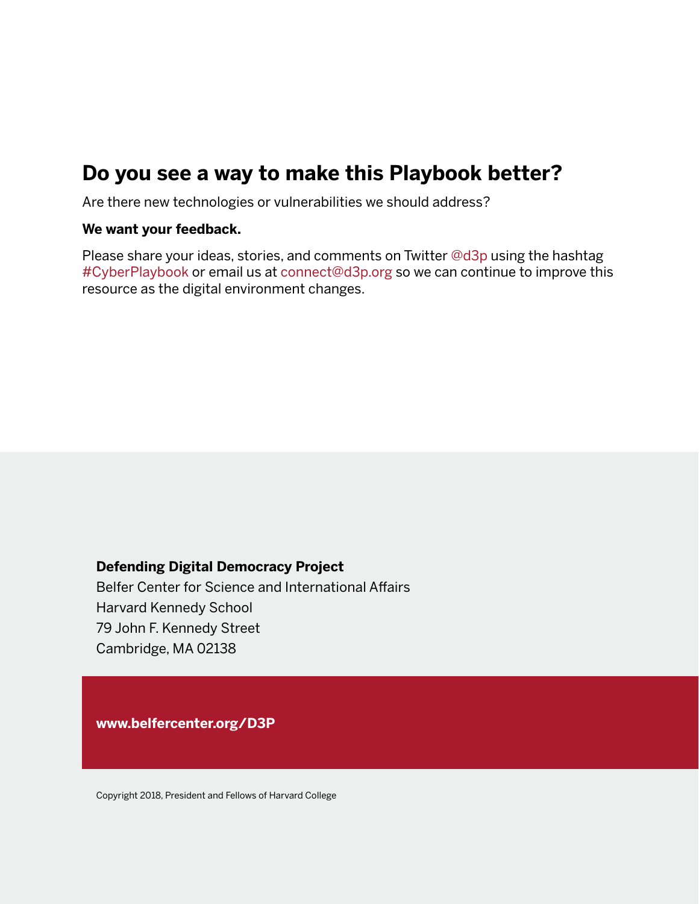## Do you see a way to make this Playbook better?

Are there new technologies or vulnerabilities we should address?

**We want your feedback.**

Please share your ideas, stories, and comments on Twitter @d3p using the hashtag #CyberPlaybook or email us at connect@d3p.org so we can continue to improve this resource as the digital environment changes.

**Defending Digital Democracy Project**
Belfer Center for Science and International Affairs
Harvard Kennedy School
79 John F. Kennedy Street
Cambridge, MA 02138

**www.belfercenter.org/D3P**

Copyright 2018, President and Fellows of Harvard College